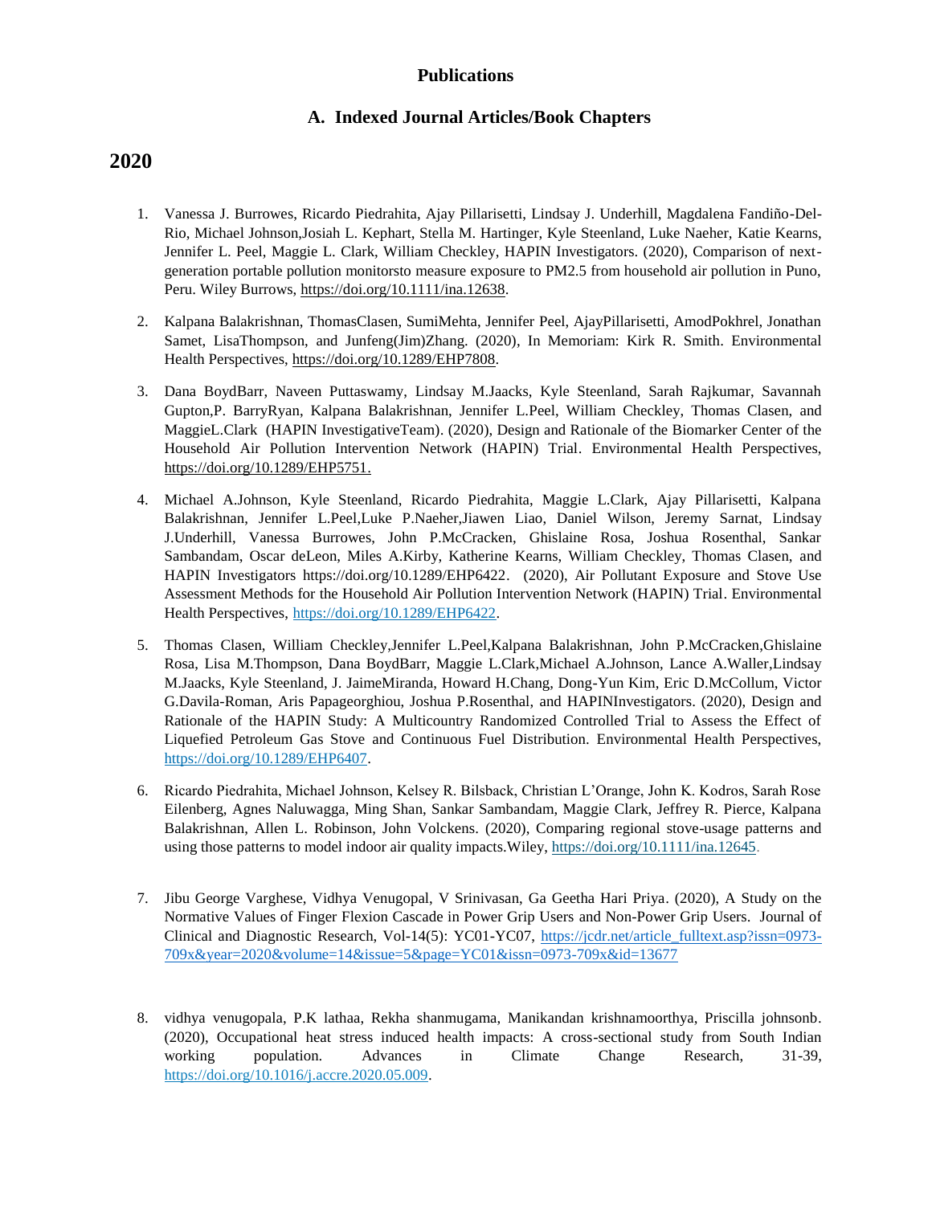# Publications

## A. Indexed Journal Articles/Book Chapters

## 2020

1. Vanessa J. Burrowes, Ricardo Piedrahita, Ajay Pillarisetti, Lindsay J. Underhill, Magdalena Fandiño-Del-Rio, Michael Johnson,Josiah L. Kephart, Stella M. Hartinger, Kyle Steenland, Luke Naeher, Katie Kearns, Jennifer L. Peel, Maggie L. Clark, William Checkley, HAPIN Investigators. (2020), Comparison of next-generation portable pollution monitorsto measure exposure to PM2.5 from household air pollution in Puno, Peru. Wiley Burrows, https://doi.org/10.1111/ina.12638.

2. Kalpana Balakrishnan, ThomasClasen, SumiMehta, Jennifer Peel, AjayPillarisetti, AmodPokhrel, Jonathan Samet, LisaThompson, and Junfeng(Jim)Zhang. (2020), In Memoriam: Kirk R. Smith. Environmental Health Perspectives, https://doi.org/10.1289/EHP7808.

3. Dana BoydBarr, Naveen Puttaswamy, Lindsay M.Jaacks, Kyle Steenland, Sarah Rajkumar, Savannah Gupton,P. BarryRyan, Kalpana Balakrishnan, Jennifer L.Peel, William Checkley, Thomas Clasen, and MaggieL.Clark (HAPIN InvestigativeTeam). (2020), Design and Rationale of the Biomarker Center of the Household Air Pollution Intervention Network (HAPIN) Trial. Environmental Health Perspectives, https://doi.org/10.1289/EHP5751.

4. Michael A.Johnson, Kyle Steenland, Ricardo Piedrahita, Maggie L.Clark, Ajay Pillarisetti, Kalpana Balakrishnan, Jennifer L.Peel,Luke P.Naeher,Jiawen Liao, Daniel Wilson, Jeremy Sarnat, Lindsay J.Underhill, Vanessa Burrowes, John P.McCracken, Ghislaine Rosa, Joshua Rosenthal, Sankar Sambandam, Oscar deLeon, Miles A.Kirby, Katherine Kearns, William Checkley, Thomas Clasen, and HAPIN Investigators https://doi.org/10.1289/EHP6422. (2020), Air Pollutant Exposure and Stove Use Assessment Methods for the Household Air Pollution Intervention Network (HAPIN) Trial. Environmental Health Perspectives, https://doi.org/10.1289/EHP6422.

5. Thomas Clasen, William Checkley,Jennifer L.Peel,Kalpana Balakrishnan, John P.McCracken,Ghislaine Rosa, Lisa M.Thompson, Dana BoydBarr, Maggie L.Clark,Michael A.Johnson, Lance A.Waller,Lindsay M.Jaacks, Kyle Steenland, J. JaimeMiranda, Howard H.Chang, Dong-Yun Kim, Eric D.McCollum, Victor G.Davila-Roman, Aris Papageorghiou, Joshua P.Rosenthal, and HAPINInvestigators. (2020), Design and Rationale of the HAPIN Study: A Multicountry Randomized Controlled Trial to Assess the Effect of Liquefied Petroleum Gas Stove and Continuous Fuel Distribution. Environmental Health Perspectives, https://doi.org/10.1289/EHP6407.

6. Ricardo Piedrahita, Michael Johnson, Kelsey R. Bilsback, Christian L'Orange, John K. Kodros, Sarah Rose Eilenberg, Agnes Naluwagga, Ming Shan, Sankar Sambandam, Maggie Clark, Jeffrey R. Pierce, Kalpana Balakrishnan, Allen L. Robinson, John Volckens. (2020), Comparing regional stove-usage patterns and using those patterns to model indoor air quality impacts.Wiley, https://doi.org/10.1111/ina.12645.

7. Jibu George Varghese, Vidhya Venugopal, V Srinivasan, Ga Geetha Hari Priya. (2020), A Study on the Normative Values of Finger Flexion Cascade in Power Grip Users and Non-Power Grip Users. Journal of Clinical and Diagnostic Research, Vol-14(5): YC01-YC07, https://jcdr.net/article_fulltext.asp?issn=0973-709x&year=2020&volume=14&issue=5&page=YC01&issn=0973-709x&id=13677

8. vidhya venugopala, P.K lathaa, Rekha shanmugama, Manikandan krishnamoorthya, Priscilla johnsonb. (2020), Occupational heat stress induced health impacts: A cross-sectional study from South Indian working population. Advances in Climate Change Research, 31-39, https://doi.org/10.1016/j.accre.2020.05.009.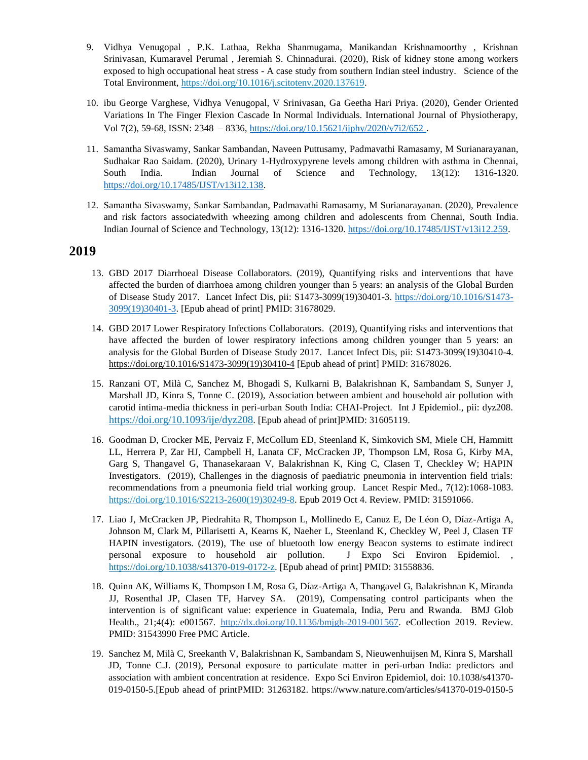9. Vidhya Venugopal , P.K. Lathaa, Rekha Shanmugama, Manikandan Krishnamoorthy , Krishnan Srinivasan, Kumaravel Perumal , Jeremiah S. Chinnadurai. (2020), Risk of kidney stone among workers exposed to high occupational heat stress - A case study from southern Indian steel industry. Science of the Total Environment, https://doi.org/10.1016/j.scitotenv.2020.137619.

10. ibu George Varghese, Vidhya Venugopal, V Srinivasan, Ga Geetha Hari Priya. (2020), Gender Oriented Variations In The Finger Flexion Cascade In Normal Individuals. International Journal of Physiotherapy, Vol 7(2), 59-68, ISSN: 2348 – 8336, https://doi.org/10.15621/ijphy/2020/v7i2/652 .

11. Samantha Sivaswamy, Sankar Sambandan, Naveen Puttusamy, Padmavathi Ramasamy, M Surianarayanan, Sudhakar Rao Saidam. (2020), Urinary 1-Hydroxypyrene levels among children with asthma in Chennai, South India. Indian Journal of Science and Technology, 13(12): 1316-1320. https://doi.org/10.17485/IJST/v13i12.138.

12. Samantha Sivaswamy, Sankar Sambandan, Padmavathi Ramasamy, M Surianarayanan. (2020), Prevalence and risk factors associatedwith wheezing among children and adolescents from Chennai, South India. Indian Journal of Science and Technology, 13(12): 1316-1320. https://doi.org/10.17485/IJST/v13i12.259.

## 2019

13. GBD 2017 Diarrhoeal Disease Collaborators. (2019), Quantifying risks and interventions that have affected the burden of diarrhoea among children younger than 5 years: an analysis of the Global Burden of Disease Study 2017. Lancet Infect Dis, pii: S1473-3099(19)30401-3. https://doi.org/10.1016/S1473-3099(19)30401-3. [Epub ahead of print] PMID: 31678029.

14. GBD 2017 Lower Respiratory Infections Collaborators. (2019), Quantifying risks and interventions that have affected the burden of lower respiratory infections among children younger than 5 years: an analysis for the Global Burden of Disease Study 2017. Lancet Infect Dis, pii: S1473-3099(19)30410-4. https://doi.org/10.1016/S1473-3099(19)30410-4 [Epub ahead of print] PMID: 31678026.

15. Ranzani OT, Milà C, Sanchez M, Bhogadi S, Kulkarni B, Balakrishnan K, Sambandam S, Sunyer J, Marshall JD, Kinra S, Tonne C. (2019), Association between ambient and household air pollution with carotid intima-media thickness in peri-urban South India: CHAI-Project. Int J Epidemiol., pii: dyz208. https://doi.org/10.1093/ije/dyz208. [Epub ahead of print]PMID: 31605119.

16. Goodman D, Crocker ME, Pervaiz F, McCollum ED, Steenland K, Simkovich SM, Miele CH, Hammitt LL, Herrera P, Zar HJ, Campbell H, Lanata CF, McCracken JP, Thompson LM, Rosa G, Kirby MA, Garg S, Thangavel G, Thanasekaraan V, Balakrishnan K, King C, Clasen T, Checkley W; HAPIN Investigators. (2019), Challenges in the diagnosis of paediatric pneumonia in intervention field trials: recommendations from a pneumonia field trial working group. Lancet Respir Med., 7(12):1068-1083. https://doi.org/10.1016/S2213-2600(19)30249-8. Epub 2019 Oct 4. Review. PMID: 31591066.

17. Liao J, McCracken JP, Piedrahita R, Thompson L, Mollinedo E, Canuz E, De Léon O, Díaz-Artiga A, Johnson M, Clark M, Pillarisetti A, Kearns K, Naeher L, Steenland K, Checkley W, Peel J, Clasen TF HAPIN investigators. (2019), The use of bluetooth low energy Beacon systems to estimate indirect personal exposure to household air pollution. J Expo Sci Environ Epidemiol. , https://doi.org/10.1038/s41370-019-0172-z. [Epub ahead of print] PMID: 31558836.

18. Quinn AK, Williams K, Thompson LM, Rosa G, Díaz-Artiga A, Thangavel G, Balakrishnan K, Miranda JJ, Rosenthal JP, Clasen TF, Harvey SA. (2019), Compensating control participants when the intervention is of significant value: experience in Guatemala, India, Peru and Rwanda. BMJ Glob Health., 21;4(4): e001567. http://dx.doi.org/10.1136/bmjgh-2019-001567. eCollection 2019. Review. PMID: 31543990 Free PMC Article.

19. Sanchez M, Milà C, Sreekanth V, Balakrishnan K, Sambandam S, Nieuwenhuijsen M, Kinra S, Marshall JD, Tonne C.J. (2019), Personal exposure to particulate matter in peri-urban India: predictors and association with ambient concentration at residence. Expo Sci Environ Epidemiol, doi: 10.1038/s41370-019-0150-5.[Epub ahead of printPMID: 31263182. https://www.nature.com/articles/s41370-019-0150-5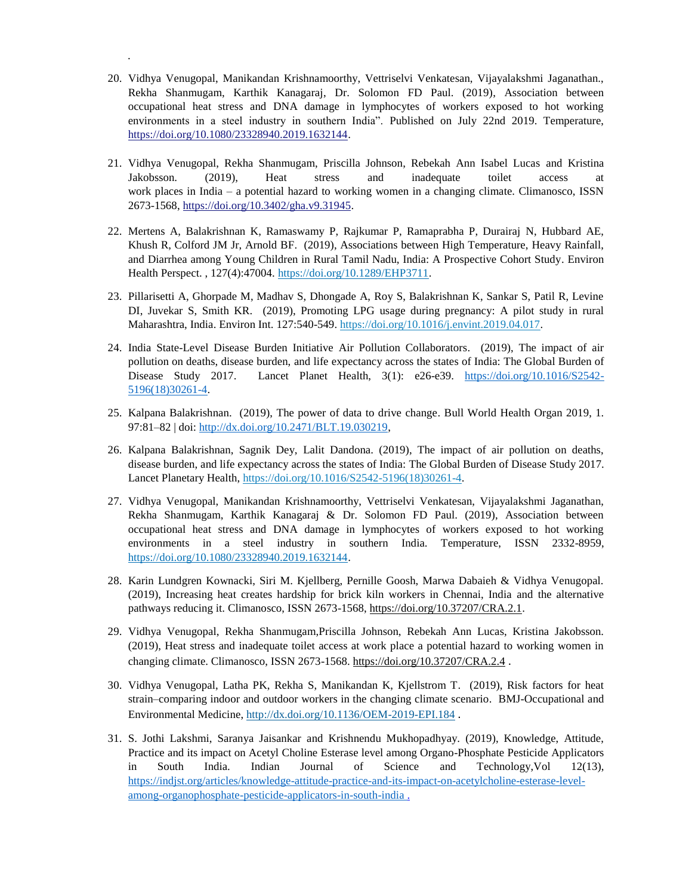20. Vidhya Venugopal, Manikandan Krishnamoorthy, Vettriselvi Venkatesan, Vijayalakshmi Jaganathan., Rekha Shanmugam, Karthik Kanagaraj, Dr. Solomon FD Paul. (2019), Association between occupational heat stress and DNA damage in lymphocytes of workers exposed to hot working environments in a steel industry in southern India". Published on July 22nd 2019. Temperature, https://doi.org/10.1080/23328940.2019.1632144.

21. Vidhya Venugopal, Rekha Shanmugam, Priscilla Johnson, Rebekah Ann Isabel Lucas and Kristina Jakobsson. (2019), Heat stress and inadequate toilet access at work places in India – a potential hazard to working women in a changing climate. Climanosco, ISSN 2673-1568, https://doi.org/10.3402/gha.v9.31945.

22. Mertens A, Balakrishnan K, Ramaswamy P, Rajkumar P, Ramaprabha P, Durairaj N, Hubbard AE, Khush R, Colford JM Jr, Arnold BF. (2019), Associations between High Temperature, Heavy Rainfall, and Diarrhea among Young Children in Rural Tamil Nadu, India: A Prospective Cohort Study. Environ Health Perspect. , 127(4):47004. https://doi.org/10.1289/EHP3711.

23. Pillarisetti A, Ghorpade M, Madhav S, Dhongade A, Roy S, Balakrishnan K, Sankar S, Patil R, Levine DI, Juvekar S, Smith KR. (2019), Promoting LPG usage during pregnancy: A pilot study in rural Maharashtra, India. Environ Int. 127:540-549. https://doi.org/10.1016/j.envint.2019.04.017.

24. India State-Level Disease Burden Initiative Air Pollution Collaborators. (2019), The impact of air pollution on deaths, disease burden, and life expectancy across the states of India: The Global Burden of Disease Study 2017. Lancet Planet Health, 3(1): e26-e39. https://doi.org/10.1016/S2542-5196(18)30261-4.

25. Kalpana Balakrishnan. (2019), The power of data to drive change. Bull World Health Organ 2019, 1. 97:81–82 | doi: http://dx.doi.org/10.2471/BLT.19.030219,

26. Kalpana Balakrishnan, Sagnik Dey, Lalit Dandona. (2019), The impact of air pollution on deaths, disease burden, and life expectancy across the states of India: The Global Burden of Disease Study 2017. Lancet Planetary Health, https://doi.org/10.1016/S2542-5196(18)30261-4.

27. Vidhya Venugopal, Manikandan Krishnamoorthy, Vettriselvi Venkatesan, Vijayalakshmi Jaganathan, Rekha Shanmugam, Karthik Kanagaraj & Dr. Solomon FD Paul. (2019), Association between occupational heat stress and DNA damage in lymphocytes of workers exposed to hot working environments in a steel industry in southern India. Temperature, ISSN 2332-8959, https://doi.org/10.1080/23328940.2019.1632144.

28. Karin Lundgren Kownacki, Siri M. Kjellberg, Pernille Goosh, Marwa Dabaieh & Vidhya Venugopal. (2019), Increasing heat creates hardship for brick kiln workers in Chennai, India and the alternative pathways reducing it. Climanosco, ISSN 2673-1568, https://doi.org/10.37207/CRA.2.1.

29. Vidhya Venugopal, Rekha Shanmugam,Priscilla Johnson, Rebekah Ann Lucas, Kristina Jakobsson. (2019), Heat stress and inadequate toilet access at work place a potential hazard to working women in changing climate. Climanosco, ISSN 2673-1568. https://doi.org/10.37207/CRA.2.4 .

30. Vidhya Venugopal, Latha PK, Rekha S, Manikandan K, Kjellstrom T. (2019), Risk factors for heat strain–comparing indoor and outdoor workers in the changing climate scenario. BMJ-Occupational and Environmental Medicine, http://dx.doi.org/10.1136/OEM-2019-EPI.184 .

31. S. Jothi Lakshmi, Saranya Jaisankar and Krishnendu Mukhopadhyay. (2019), Knowledge, Attitude, Practice and its impact on Acetyl Choline Esterase level among Organo-Phosphate Pesticide Applicators in South India. Indian Journal of Science and Technology,Vol 12(13), https://indjst.org/articles/knowledge-attitude-practice-and-its-impact-on-acetylcholine-esterase-level-among-organophosphate-pesticide-applicators-in-south-india .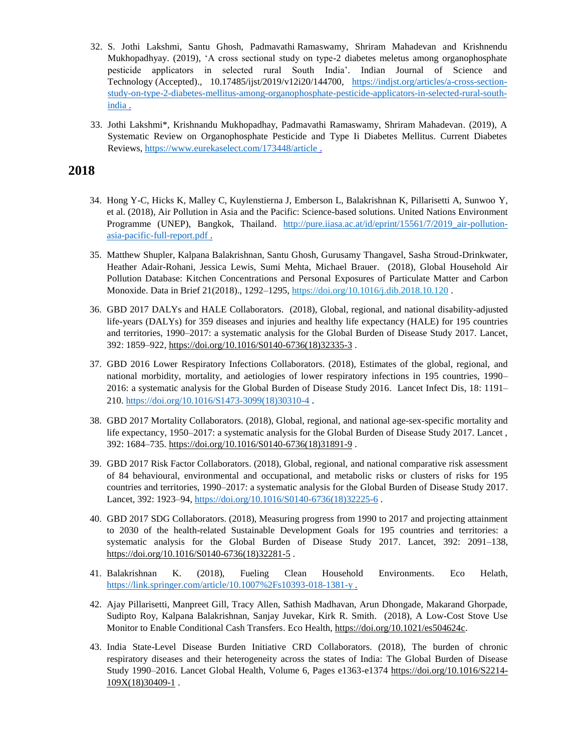32. S. Jothi Lakshmi, Santu Ghosh, Padmavathi Ramaswamy, Shriram Mahadevan and Krishnendu Mukhopadhyay. (2019), 'A cross sectional study on type-2 diabetes meletus among organophosphate pesticide applicators in selected rural South India'. Indian Journal of Science and Technology (Accepted)., 10.17485/ijst/2019/v12i20/144700, https://indjst.org/articles/a-cross-section-study-on-type-2-diabetes-mellitus-among-organophosphate-pesticide-applicators-in-selected-rural-south-india .

33. Jothi Lakshmi*, Krishnandu Mukhopadhay, Padmavathi Ramaswamy, Shriram Mahadevan. (2019), A Systematic Review on Organophosphate Pesticide and Type Ii Diabetes Mellitus. Current Diabetes Reviews, https://www.eurekaselect.com/173448/article .

## 2018

34. Hong Y-C, Hicks K, Malley C, Kuylenstierna J, Emberson L, Balakrishnan K, Pillarisetti A, Sunwoo Y, et al. (2018), Air Pollution in Asia and the Pacific: Science-based solutions. United Nations Environment Programme (UNEP), Bangkok, Thailand. http://pure.iiasa.ac.at/id/eprint/15561/7/2019_air-pollution-asia-pacific-full-report.pdf .

35. Matthew Shupler, Kalpana Balakrishnan, Santu Ghosh, Gurusamy Thangavel, Sasha Stroud-Drinkwater, Heather Adair-Rohani, Jessica Lewis, Sumi Mehta, Michael Brauer. (2018), Global Household Air Pollution Database: Kitchen Concentrations and Personal Exposures of Particulate Matter and Carbon Monoxide. Data in Brief 21(2018)., 1292–1295, https://doi.org/10.1016/j.dib.2018.10.120 .

36. GBD 2017 DALYs and HALE Collaborators. (2018), Global, regional, and national disability-adjusted life-years (DALYs) for 359 diseases and injuries and healthy life expectancy (HALE) for 195 countries and territories, 1990–2017: a systematic analysis for the Global Burden of Disease Study 2017. Lancet, 392: 1859–922, https://doi.org/10.1016/S0140-6736(18)32335-3 .

37. GBD 2016 Lower Respiratory Infections Collaborators. (2018), Estimates of the global, regional, and national morbidity, mortality, and aetiologies of lower respiratory infections in 195 countries, 1990–2016: a systematic analysis for the Global Burden of Disease Study 2016. Lancet Infect Dis, 18: 1191–210. https://doi.org/10.1016/S1473-3099(18)30310-4 .

38. GBD 2017 Mortality Collaborators. (2018), Global, regional, and national age-sex-specific mortality and life expectancy, 1950–2017: a systematic analysis for the Global Burden of Disease Study 2017. Lancet , 392: 1684–735. https://doi.org/10.1016/S0140-6736(18)31891-9 .

39. GBD 2017 Risk Factor Collaborators. (2018), Global, regional, and national comparative risk assessment of 84 behavioural, environmental and occupational, and metabolic risks or clusters of risks for 195 countries and territories, 1990–2017: a systematic analysis for the Global Burden of Disease Study 2017. Lancet, 392: 1923–94, https://doi.org/10.1016/S0140-6736(18)32225-6 .

40. GBD 2017 SDG Collaborators. (2018), Measuring progress from 1990 to 2017 and projecting attainment to 2030 of the health-related Sustainable Development Goals for 195 countries and territories: a systematic analysis for the Global Burden of Disease Study 2017. Lancet, 392: 2091–138, https://doi.org/10.1016/S0140-6736(18)32281-5 .

41. Balakrishnan K. (2018), Fueling Clean Household Environments. Eco Helath, https://link.springer.com/article/10.1007%2Fs10393-018-1381-y .

42. Ajay Pillarisetti, Manpreet Gill, Tracy Allen, Sathish Madhavan, Arun Dhongade, Makarand Ghorpade, Sudipto Roy, Kalpana Balakrishnan, Sanjay Juvekar, Kirk R. Smith. (2018), A Low-Cost Stove Use Monitor to Enable Conditional Cash Transfers. Eco Health, https://doi.org/10.1021/es504624c.

43. India State-Level Disease Burden Initiative CRD Collaborators. (2018), The burden of chronic respiratory diseases and their heterogeneity across the states of India: The Global Burden of Disease Study 1990–2016. Lancet Global Health, Volume 6, Pages e1363-e1374 https://doi.org/10.1016/S2214-109X(18)30409-1 .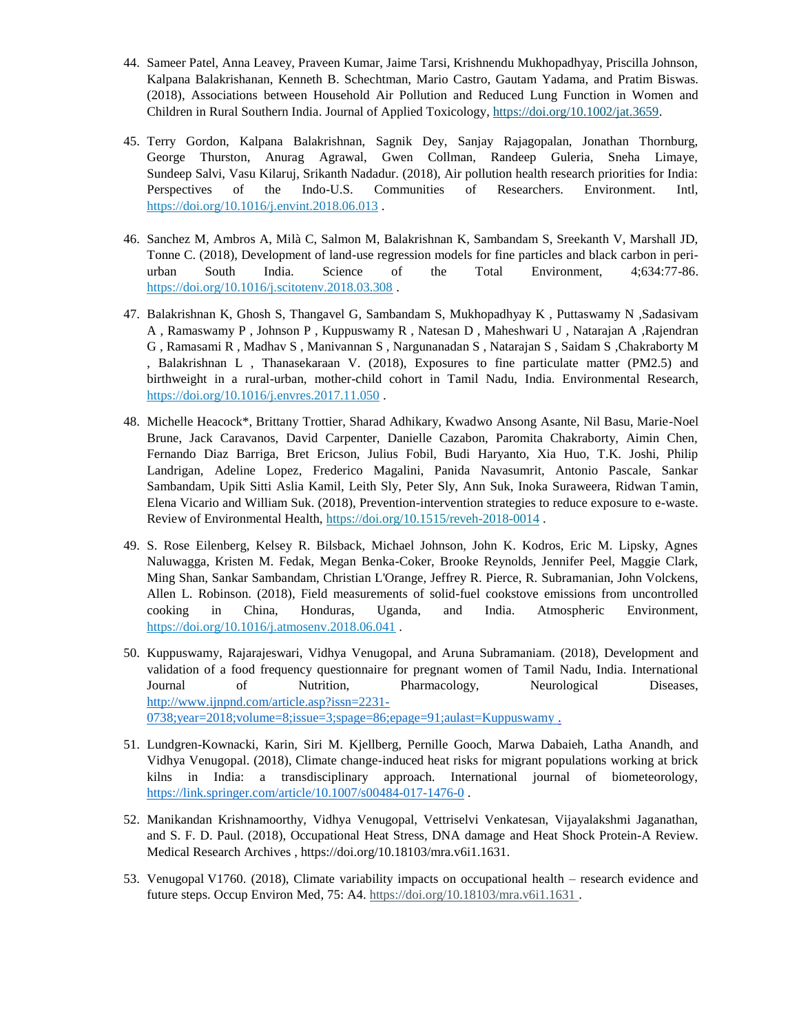44. Sameer Patel, Anna Leavey, Praveen Kumar, Jaime Tarsi, Krishnendu Mukhopadhyay, Priscilla Johnson, Kalpana Balakrishanan, Kenneth B. Schechtman, Mario Castro, Gautam Yadama, and Pratim Biswas. (2018), Associations between Household Air Pollution and Reduced Lung Function in Women and Children in Rural Southern India. Journal of Applied Toxicology, https://doi.org/10.1002/jat.3659.

45. Terry Gordon, Kalpana Balakrishnan, Sagnik Dey, Sanjay Rajagopalan, Jonathan Thornburg, George Thurston, Anurag Agrawal, Gwen Collman, Randeep Guleria, Sneha Limaye, Sundeep Salvi, Vasu Kilaruj, Srikanth Nadadur. (2018), Air pollution health research priorities for India: Perspectives of the Indo-U.S. Communities of Researchers. Environment. Intl, https://doi.org/10.1016/j.envint.2018.06.013 .

46. Sanchez M, Ambros A, Milà C, Salmon M, Balakrishnan K, Sambandam S, Sreekanth V, Marshall JD, Tonne C. (2018), Development of land-use regression models for fine particles and black carbon in peri-urban South India. Science of the Total Environment, 4;634:77-86. https://doi.org/10.1016/j.scitotenv.2018.03.308 .

47. Balakrishnan K, Ghosh S, Thangavel G, Sambandam S, Mukhopadhyay K , Puttaswamy N ,Sadasivam A , Ramaswamy P , Johnson P , Kuppuswamy R , Natesan D , Maheshwari U , Natarajan A ,Rajendran G , Ramasami R , Madhav S , Manivannan S , Nargunanadan S , Natarajan S , Saidam S ,Chakraborty M , Balakrishnan L , Thanasekaraan V. (2018), Exposures to fine particulate matter (PM2.5) and birthweight in a rural-urban, mother-child cohort in Tamil Nadu, India. Environmental Research, https://doi.org/10.1016/j.envres.2017.11.050 .

48. Michelle Heacock*, Brittany Trottier, Sharad Adhikary, Kwadwo Ansong Asante, Nil Basu, Marie-Noel Brune, Jack Caravanos, David Carpenter, Danielle Cazabon, Paromita Chakraborty, Aimin Chen, Fernando Diaz Barriga, Bret Ericson, Julius Fobil, Budi Haryanto, Xia Huo, T.K. Joshi, Philip Landrigan, Adeline Lopez, Frederico Magalini, Panida Navasumrit, Antonio Pascale, Sankar Sambandam, Upik Sitti Aslia Kamil, Leith Sly, Peter Sly, Ann Suk, Inoka Suraweera, Ridwan Tamin, Elena Vicario and William Suk. (2018), Prevention-intervention strategies to reduce exposure to e-waste. Review of Environmental Health, https://doi.org/10.1515/reveh-2018-0014 .

49. S. Rose Eilenberg, Kelsey R. Bilsback, Michael Johnson, John K. Kodros, Eric M. Lipsky, Agnes Naluwagga, Kristen M. Fedak, Megan Benka-Coker, Brooke Reynolds, Jennifer Peel, Maggie Clark, Ming Shan, Sankar Sambandam, Christian L'Orange, Jeffrey R. Pierce, R. Subramanian, John Volckens, Allen L. Robinson. (2018), Field measurements of solid-fuel cookstove emissions from uncontrolled cooking in China, Honduras, Uganda, and India. Atmospheric Environment, https://doi.org/10.1016/j.atmosenv.2018.06.041 .

50. Kuppuswamy, Rajarajeswari, Vidhya Venugopal, and Aruna Subramaniam. (2018), Development and validation of a food frequency questionnaire for pregnant women of Tamil Nadu, India. International Journal of Nutrition, Pharmacology, Neurological Diseases, http://www.ijnpnd.com/article.asp?issn=2231-0738;year=2018;volume=8;issue=3;spage=86;epage=91;aulast=Kuppuswamy .

51. Lundgren-Kownacki, Karin, Siri M. Kjellberg, Pernille Gooch, Marwa Dabaieh, Latha Anandh, and Vidhya Venugopal. (2018), Climate change-induced heat risks for migrant populations working at brick kilns in India: a transdisciplinary approach. International journal of biometeorology, https://link.springer.com/article/10.1007/s00484-017-1476-0 .

52. Manikandan Krishnamoorthy, Vidhya Venugopal, Vettriselvi Venkatesan, Vijayalakshmi Jaganathan, and S. F. D. Paul. (2018), Occupational Heat Stress, DNA damage and Heat Shock Protein-A Review. Medical Research Archives , https://doi.org/10.18103/mra.v6i1.1631.

53. Venugopal V1760. (2018), Climate variability impacts on occupational health – research evidence and future steps. Occup Environ Med, 75: A4. https://doi.org/10.18103/mra.v6i1.1631 .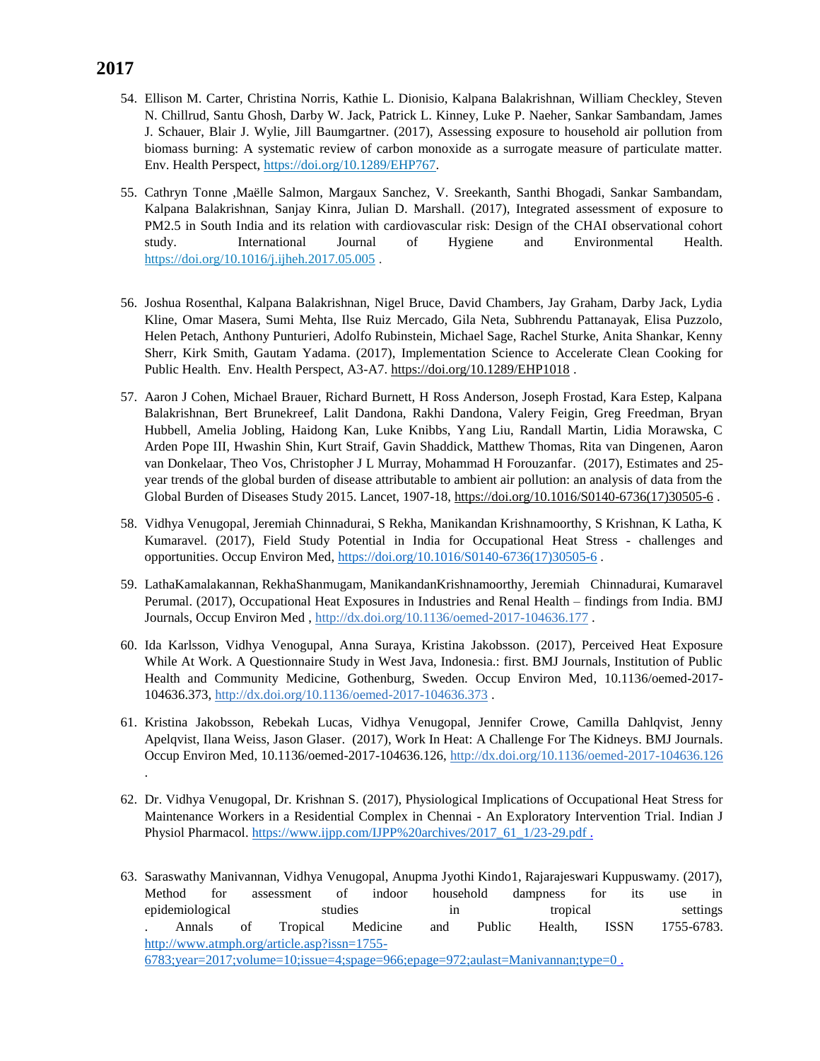## 2017

54. Ellison M. Carter, Christina Norris, Kathie L. Dionisio, Kalpana Balakrishnan, William Checkley, Steven N. Chillrud, Santu Ghosh, Darby W. Jack, Patrick L. Kinney, Luke P. Naeher, Sankar Sambandam, James J. Schauer, Blair J. Wylie, Jill Baumgartner. (2017), Assessing exposure to household air pollution from biomass burning: A systematic review of carbon monoxide as a surrogate measure of particulate matter. Env. Health Perspect, https://doi.org/10.1289/EHP767.

55. Cathryn Tonne ,Maëlle Salmon, Margaux Sanchez, V. Sreekanth, Santhi Bhogadi, Sankar Sambandam, Kalpana Balakrishnan, Sanjay Kinra, Julian D. Marshall. (2017), Integrated assessment of exposure to PM2.5 in South India and its relation with cardiovascular risk: Design of the CHAI observational cohort study. International Journal of Hygiene and Environmental Health. https://doi.org/10.1016/j.ijheh.2017.05.005 .

56. Joshua Rosenthal, Kalpana Balakrishnan, Nigel Bruce, David Chambers, Jay Graham, Darby Jack, Lydia Kline, Omar Masera, Sumi Mehta, Ilse Ruiz Mercado, Gila Neta, Subhrendu Pattanayak, Elisa Puzzolo, Helen Petach, Anthony Punturieri, Adolfo Rubinstein, Michael Sage, Rachel Sturke, Anita Shankar, Kenny Sherr, Kirk Smith, Gautam Yadama. (2017), Implementation Science to Accelerate Clean Cooking for Public Health. Env. Health Perspect, A3-A7. https://doi.org/10.1289/EHP1018 .

57. Aaron J Cohen, Michael Brauer, Richard Burnett, H Ross Anderson, Joseph Frostad, Kara Estep, Kalpana Balakrishnan, Bert Brunekreef, Lalit Dandona, Rakhi Dandona, Valery Feigin, Greg Freedman, Bryan Hubbell, Amelia Jobling, Haidong Kan, Luke Knibbs, Yang Liu, Randall Martin, Lidia Morawska, C Arden Pope III, Hwashin Shin, Kurt Straif, Gavin Shaddick, Matthew Thomas, Rita van Dingenen, Aaron van Donkelaar, Theo Vos, Christopher J L Murray, Mohammad H Forouzanfar. (2017), Estimates and 25-year trends of the global burden of disease attributable to ambient air pollution: an analysis of data from the Global Burden of Diseases Study 2015. Lancet, 1907-18, https://doi.org/10.1016/S0140-6736(17)30505-6 .

58. Vidhya Venugopal, Jeremiah Chinnadurai, S Rekha, Manikandan Krishnamoorthy, S Krishnan, K Latha, K Kumaravel. (2017), Field Study Potential in India for Occupational Heat Stress - challenges and opportunities. Occup Environ Med, https://doi.org/10.1016/S0140-6736(17)30505-6 .

59. LathaKamalakannan, RekhaShanmugam, ManikandanKrishnamoorthy, Jeremiah Chinnadurai, Kumaravel Perumal. (2017), Occupational Heat Exposures in Industries and Renal Health – findings from India. BMJ Journals, Occup Environ Med , http://dx.doi.org/10.1136/oemed-2017-104636.177 .

60. Ida Karlsson, Vidhya Venogupal, Anna Suraya, Kristina Jakobsson. (2017), Perceived Heat Exposure While At Work. A Questionnaire Study in West Java, Indonesia.: first. BMJ Journals, Institution of Public Health and Community Medicine, Gothenburg, Sweden. Occup Environ Med, 10.1136/oemed-2017-104636.373, http://dx.doi.org/10.1136/oemed-2017-104636.373 .

61. Kristina Jakobsson, Rebekah Lucas, Vidhya Venugopal, Jennifer Crowe, Camilla Dahlqvist, Jenny Apelqvist, Ilana Weiss, Jason Glaser. (2017), Work In Heat: A Challenge For The Kidneys. BMJ Journals. Occup Environ Med, 10.1136/oemed-2017-104636.126, http://dx.doi.org/10.1136/oemed-2017-104636.126 .

62. Dr. Vidhya Venugopal, Dr. Krishnan S. (2017), Physiological Implications of Occupational Heat Stress for Maintenance Workers in a Residential Complex in Chennai - An Exploratory Intervention Trial. Indian J Physiol Pharmacol. https://www.ijpp.com/IJPP%20archives/2017_61_1/23-29.pdf .

63. Saraswathy Manivannan, Vidhya Venugopal, Anupma Jyothi Kindo1, Rajarajeswari Kuppuswamy. (2017), Method for assessment of indoor household dampness for its use in epidemiological studies in tropical settings . Annals of Tropical Medicine and Public Health, ISSN 1755-6783. http://www.atmph.org/article.asp?issn=1755-6783;year=2017;volume=10;issue=4;spage=966;epage=972;aulast=Manivannan;type=0 .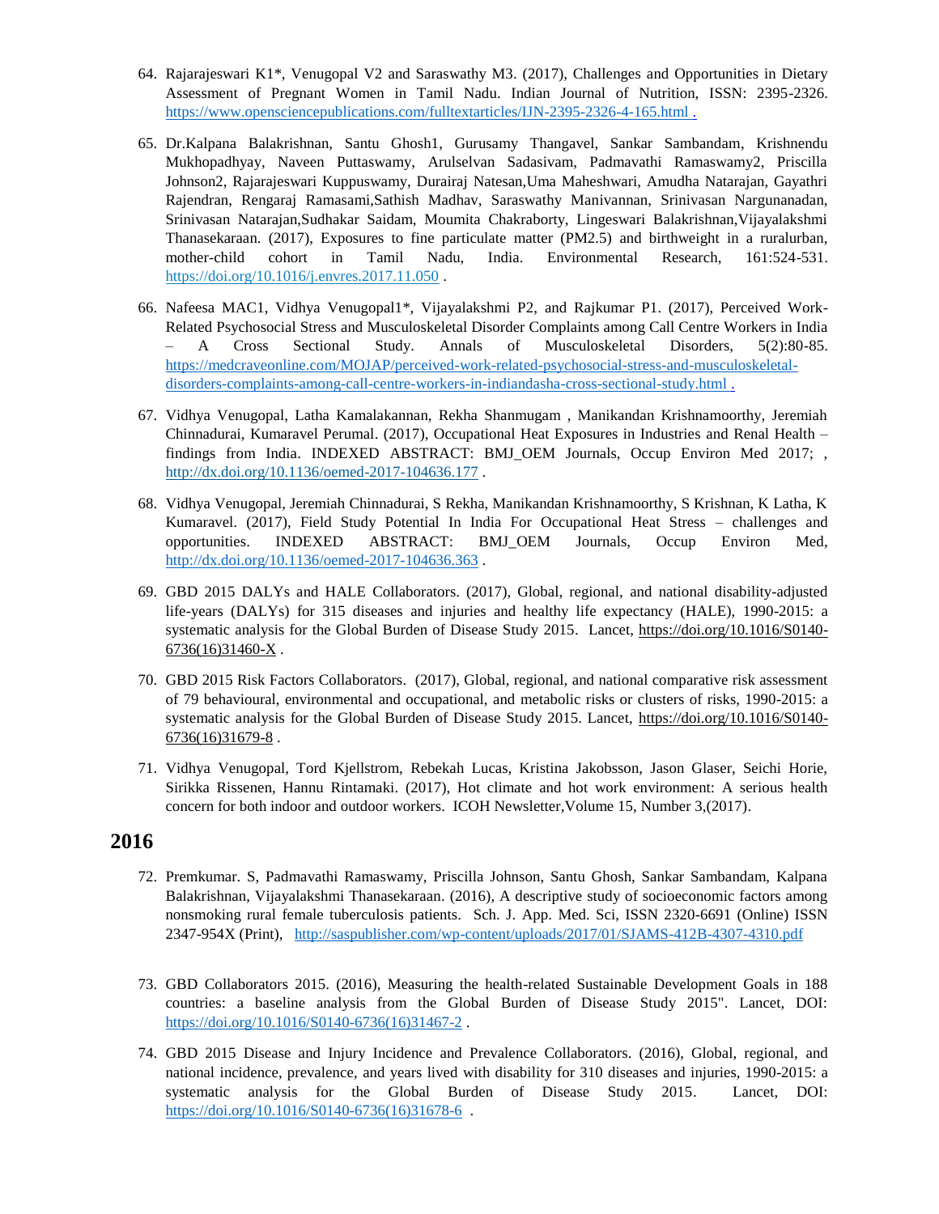64. Rajarajeswari K1*, Venugopal V2 and Saraswathy M3. (2017), Challenges and Opportunities in Dietary Assessment of Pregnant Women in Tamil Nadu. Indian Journal of Nutrition, ISSN: 2395-2326. https://www.opensciencepublications.com/fulltextarticles/IJN-2395-2326-4-165.html .

65. Dr.Kalpana Balakrishnan, Santu Ghosh1, Gurusamy Thangavel, Sankar Sambandam, Krishnendu Mukhopadhyay, Naveen Puttaswamy, Arulselvan Sadasivam, Padmavathi Ramaswamy2, Priscilla Johnson2, Rajarajeswari Kuppuswamy, Durairaj Natesan,Uma Maheshwari, Amudha Natarajan, Gayathri Rajendran, Rengaraj Ramasami,Sathish Madhav, Saraswathy Manivannan, Srinivasan Nargunanadan, Srinivasan Natarajan,Sudhakar Saidam, Moumita Chakraborty, Lingeswari Balakrishnan,Vijayalakshmi Thanasekaraan. (2017), Exposures to fine particulate matter (PM2.5) and birthweight in a ruralurban, mother-child cohort in Tamil Nadu, India. Environmental Research, 161:524-531. https://doi.org/10.1016/j.envres.2017.11.050 .

66. Nafeesa MAC1, Vidhya Venugopal1*, Vijayalakshmi P2, and Rajkumar P1. (2017), Perceived Work-Related Psychosocial Stress and Musculoskeletal Disorder Complaints among Call Centre Workers in India – A Cross Sectional Study. Annals of Musculoskeletal Disorders, 5(2):80-85. https://medcraveonline.com/MOJAP/perceived-work-related-psychosocial-stress-and-musculoskeletal-disorders-complaints-among-call-centre-workers-in-indiandasha-cross-sectional-study.html .

67. Vidhya Venugopal, Latha Kamalakannan, Rekha Shanmugam , Manikandan Krishnamoorthy, Jeremiah Chinnadurai, Kumaravel Perumal. (2017), Occupational Heat Exposures in Industries and Renal Health – findings from India. INDEXED ABSTRACT: BMJ_OEM Journals, Occup Environ Med 2017; , http://dx.doi.org/10.1136/oemed-2017-104636.177 .

68. Vidhya Venugopal, Jeremiah Chinnadurai, S Rekha, Manikandan Krishnamoorthy, S Krishnan, K Latha, K Kumaravel. (2017), Field Study Potential In India For Occupational Heat Stress – challenges and opportunities. INDEXED ABSTRACT: BMJ_OEM Journals, Occup Environ Med, http://dx.doi.org/10.1136/oemed-2017-104636.363 .

69. GBD 2015 DALYs and HALE Collaborators. (2017), Global, regional, and national disability-adjusted life-years (DALYs) for 315 diseases and injuries and healthy life expectancy (HALE), 1990-2015: a systematic analysis for the Global Burden of Disease Study 2015. Lancet, https://doi.org/10.1016/S0140-6736(16)31460-X .

70. GBD 2015 Risk Factors Collaborators. (2017), Global, regional, and national comparative risk assessment of 79 behavioural, environmental and occupational, and metabolic risks or clusters of risks, 1990-2015: a systematic analysis for the Global Burden of Disease Study 2015. Lancet, https://doi.org/10.1016/S0140-6736(16)31679-8 .

71. Vidhya Venugopal, Tord Kjellstrom, Rebekah Lucas, Kristina Jakobsson, Jason Glaser, Seichi Horie, Sirikka Rissenen, Hannu Rintamaki. (2017), Hot climate and hot work environment: A serious health concern for both indoor and outdoor workers. ICOH Newsletter,Volume 15, Number 3,(2017).

## 2016

72. Premkumar. S, Padmavathi Ramaswamy, Priscilla Johnson, Santu Ghosh, Sankar Sambandam, Kalpana Balakrishnan, Vijayalakshmi Thanasekaraan. (2016), A descriptive study of socioeconomic factors among nonsmoking rural female tuberculosis patients. Sch. J. App. Med. Sci, ISSN 2320-6691 (Online) ISSN 2347-954X (Print), http://saspublisher.com/wp-content/uploads/2017/01/SJAMS-412B-4307-4310.pdf

73. GBD Collaborators 2015. (2016), Measuring the health-related Sustainable Development Goals in 188 countries: a baseline analysis from the Global Burden of Disease Study 2015". Lancet, DOI: https://doi.org/10.1016/S0140-6736(16)31467-2 .

74. GBD 2015 Disease and Injury Incidence and Prevalence Collaborators. (2016), Global, regional, and national incidence, prevalence, and years lived with disability for 310 diseases and injuries, 1990-2015: a systematic analysis for the Global Burden of Disease Study 2015. Lancet, DOI: https://doi.org/10.1016/S0140-6736(16)31678-6 .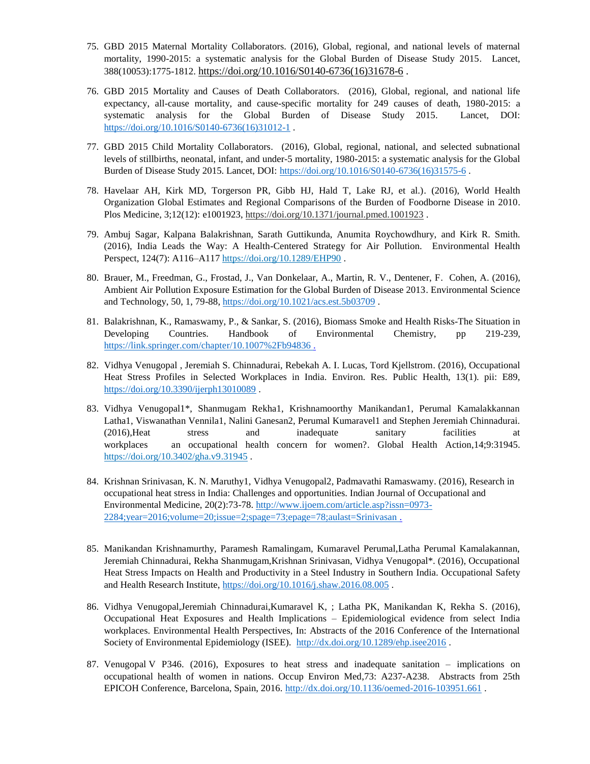75. GBD 2015 Maternal Mortality Collaborators. (2016), Global, regional, and national levels of maternal mortality, 1990-2015: a systematic analysis for the Global Burden of Disease Study 2015. Lancet, 388(10053):1775-1812. https://doi.org/10.1016/S0140-6736(16)31678-6 .

76. GBD 2015 Mortality and Causes of Death Collaborators. (2016), Global, regional, and national life expectancy, all-cause mortality, and cause-specific mortality for 249 causes of death, 1980-2015: a systematic analysis for the Global Burden of Disease Study 2015. Lancet, DOI: https://doi.org/10.1016/S0140-6736(16)31012-1 .

77. GBD 2015 Child Mortality Collaborators. (2016), Global, regional, national, and selected subnational levels of stillbirths, neonatal, infant, and under-5 mortality, 1980-2015: a systematic analysis for the Global Burden of Disease Study 2015. Lancet, DOI: https://doi.org/10.1016/S0140-6736(16)31575-6 .

78. Havelaar AH, Kirk MD, Torgerson PR, Gibb HJ, Hald T, Lake RJ, et al.). (2016), World Health Organization Global Estimates and Regional Comparisons of the Burden of Foodborne Disease in 2010. Plos Medicine, 3;12(12): e1001923, https://doi.org/10.1371/journal.pmed.1001923 .

79. Ambuj Sagar, Kalpana Balakrishnan, Sarath Guttikunda, Anumita Roychowdhury, and Kirk R. Smith. (2016), India Leads the Way: A Health-Centered Strategy for Air Pollution. Environmental Health Perspect, 124(7): A116–A117 https://doi.org/10.1289/EHP90 .

80. Brauer, M., Freedman, G., Frostad, J., Van Donkelaar, A., Martin, R. V., Dentener, F. Cohen, A. (2016), Ambient Air Pollution Exposure Estimation for the Global Burden of Disease 2013. Environmental Science and Technology, 50, 1, 79-88, https://doi.org/10.1021/acs.est.5b03709 .

81. Balakrishnan, K., Ramaswamy, P., & Sankar, S. (2016), Biomass Smoke and Health Risks-The Situation in Developing Countries. Handbook of Environmental Chemistry, pp 219-239, https://link.springer.com/chapter/10.1007%2Fb94836 .

82. Vidhya Venugopal , Jeremiah S. Chinnadurai, Rebekah A. I. Lucas, Tord Kjellstrom. (2016), Occupational Heat Stress Profiles in Selected Workplaces in India. Environ. Res. Public Health, 13(1). pii: E89, https://doi.org/10.3390/ijerph13010089 .

83. Vidhya Venugopal1*, Shanmugam Rekha1, Krishnamoorthy Manikandan1, Perumal Kamalakkannan Latha1, Viswanathan Vennila1, Nalini Ganesan2, Perumal Kumaravel1 and Stephen Jeremiah Chinnadurai. (2016),Heat stress and inadequate sanitary facilities at workplaces an occupational health concern for women?. Global Health Action,14;9:31945. https://doi.org/10.3402/gha.v9.31945 .

84. Krishnan Srinivasan, K. N. Maruthy1, Vidhya Venugopal2, Padmavathi Ramaswamy. (2016), Research in occupational heat stress in India: Challenges and opportunities. Indian Journal of Occupational and Environmental Medicine, 20(2):73-78. http://www.ijoem.com/article.asp?issn=0973-2284;year=2016;volume=20;issue=2;spage=73;epage=78;aulast=Srinivasan .

85. Manikandan Krishnamurthy, Paramesh Ramalingam, Kumaravel Perumal,Latha Perumal Kamalakannan, Jeremiah Chinnadurai, Rekha Shanmugam,Krishnan Srinivasan, Vidhya Venugopal*. (2016), Occupational Heat Stress Impacts on Health and Productivity in a Steel Industry in Southern India. Occupational Safety and Health Research Institute, https://doi.org/10.1016/j.shaw.2016.08.005 .

86. Vidhya Venugopal,Jeremiah Chinnadurai,Kumaravel K, ; Latha PK, Manikandan K, Rekha S. (2016), Occupational Heat Exposures and Health Implications – Epidemiological evidence from select India workplaces. Environmental Health Perspectives, In: Abstracts of the 2016 Conference of the International Society of Environmental Epidemiology (ISEE). http://dx.doi.org/10.1289/ehp.isee2016 .

87. Venugopal V P346. (2016), Exposures to heat stress and inadequate sanitation – implications on occupational health of women in nations. Occup Environ Med,73: A237-A238. Abstracts from 25th EPICOH Conference, Barcelona, Spain, 2016. http://dx.doi.org/10.1136/oemed-2016-103951.661 .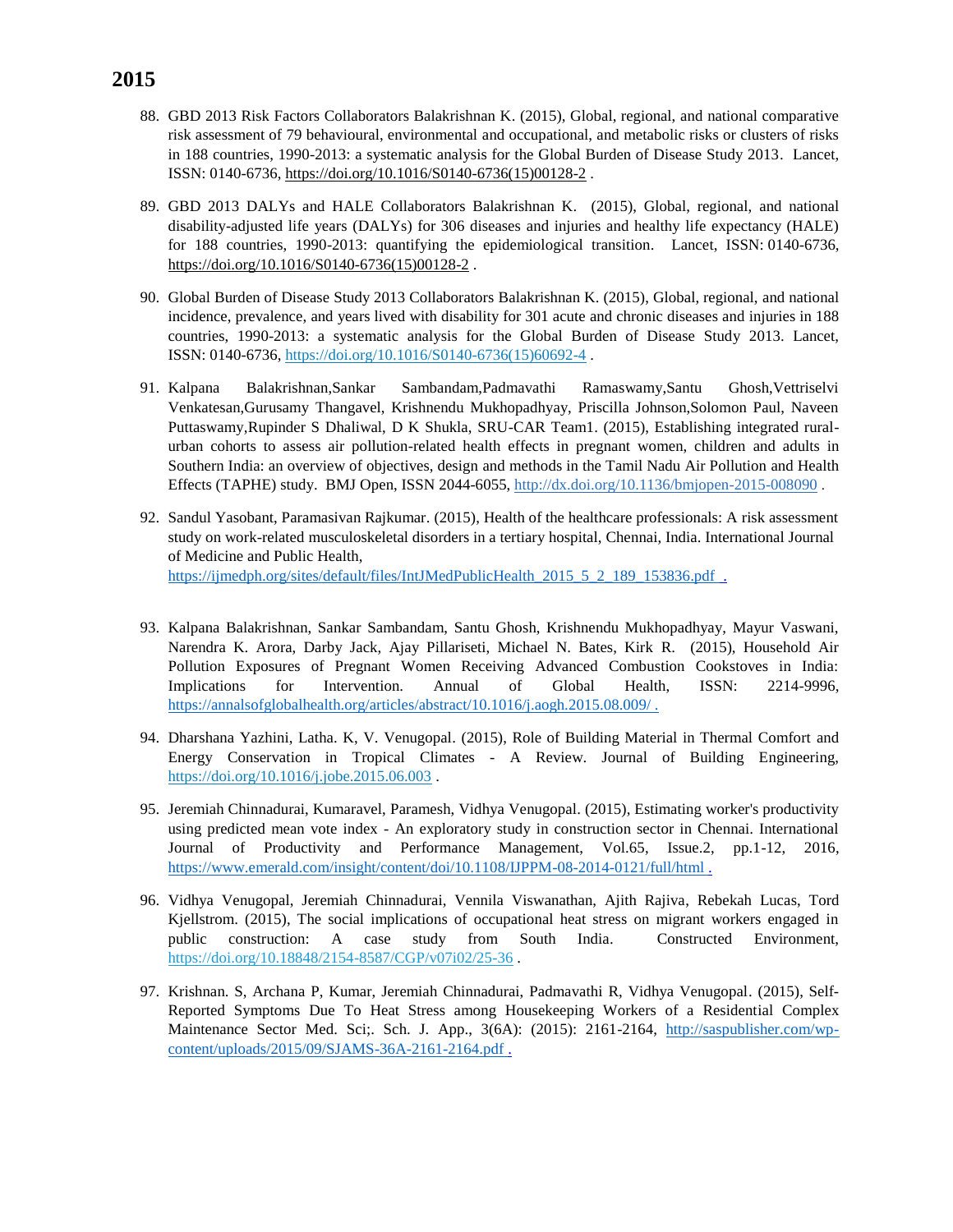# 2015

88. GBD 2013 Risk Factors Collaborators Balakrishnan K. (2015), Global, regional, and national comparative risk assessment of 79 behavioural, environmental and occupational, and metabolic risks or clusters of risks in 188 countries, 1990-2013: a systematic analysis for the Global Burden of Disease Study 2013. Lancet, ISSN: 0140-6736, https://doi.org/10.1016/S0140-6736(15)00128-2 .

89. GBD 2013 DALYs and HALE Collaborators Balakrishnan K. (2015), Global, regional, and national disability-adjusted life years (DALYs) for 306 diseases and injuries and healthy life expectancy (HALE) for 188 countries, 1990-2013: quantifying the epidemiological transition. Lancet, ISSN: 0140-6736, https://doi.org/10.1016/S0140-6736(15)00128-2 .

90. Global Burden of Disease Study 2013 Collaborators Balakrishnan K. (2015), Global, regional, and national incidence, prevalence, and years lived with disability for 301 acute and chronic diseases and injuries in 188 countries, 1990-2013: a systematic analysis for the Global Burden of Disease Study 2013. Lancet, ISSN: 0140-6736, https://doi.org/10.1016/S0140-6736(15)60692-4 .

91. Kalpana Balakrishnan,Sankar Sambandam,Padmavathi Ramaswamy,Santu Ghosh,Vettriselvi Venkatesan,Gurusamy Thangavel, Krishnendu Mukhopadhyay, Priscilla Johnson,Solomon Paul, Naveen Puttaswamy,Rupinder S Dhaliwal, D K Shukla, SRU-CAR Team1. (2015), Establishing integrated rural-urban cohorts to assess air pollution-related health effects in pregnant women, children and adults in Southern India: an overview of objectives, design and methods in the Tamil Nadu Air Pollution and Health Effects (TAPHE) study. BMJ Open, ISSN 2044-6055, http://dx.doi.org/10.1136/bmjopen-2015-008090 .

92. Sandul Yasobant, Paramasivan Rajkumar. (2015), Health of the healthcare professionals: A risk assessment study on work-related musculoskeletal disorders in a tertiary hospital, Chennai, India. International Journal of Medicine and Public Health, https://ijmedph.org/sites/default/files/IntJMedPublicHealth_2015_5_2_189_153836.pdf .

93. Kalpana Balakrishnan, Sankar Sambandam, Santu Ghosh, Krishnendu Mukhopadhyay, Mayur Vaswani, Narendra K. Arora, Darby Jack, Ajay Pillariseti, Michael N. Bates, Kirk R. (2015), Household Air Pollution Exposures of Pregnant Women Receiving Advanced Combustion Cookstoves in India: Implications for Intervention. Annual of Global Health, ISSN: 2214-9996, https://annalsofglobalhealth.org/articles/abstract/10.1016/j.aogh.2015.08.009/ .

94. Dharshana Yazhini, Latha. K, V. Venugopal. (2015), Role of Building Material in Thermal Comfort and Energy Conservation in Tropical Climates - A Review. Journal of Building Engineering, https://doi.org/10.1016/j.jobe.2015.06.003 .

95. Jeremiah Chinnadurai, Kumaravel, Paramesh, Vidhya Venugopal. (2015), Estimating worker's productivity using predicted mean vote index - An exploratory study in construction sector in Chennai. International Journal of Productivity and Performance Management, Vol.65, Issue.2, pp.1-12, 2016, https://www.emerald.com/insight/content/doi/10.1108/IJPPM-08-2014-0121/full/html .

96. Vidhya Venugopal, Jeremiah Chinnadurai, Vennila Viswanathan, Ajith Rajiva, Rebekah Lucas, Tord Kjellstrom. (2015), The social implications of occupational heat stress on migrant workers engaged in public construction: A case study from South India. Constructed Environment, https://doi.org/10.18848/2154-8587/CGP/v07i02/25-36 .

97. Krishnan. S, Archana P, Kumar, Jeremiah Chinnadurai, Padmavathi R, Vidhya Venugopal. (2015), Self-Reported Symptoms Due To Heat Stress among Housekeeping Workers of a Residential Complex Maintenance Sector Med. Sci;. Sch. J. App., 3(6A): (2015): 2161-2164, http://saspublisher.com/wp-content/uploads/2015/09/SJAMS-36A-2161-2164.pdf .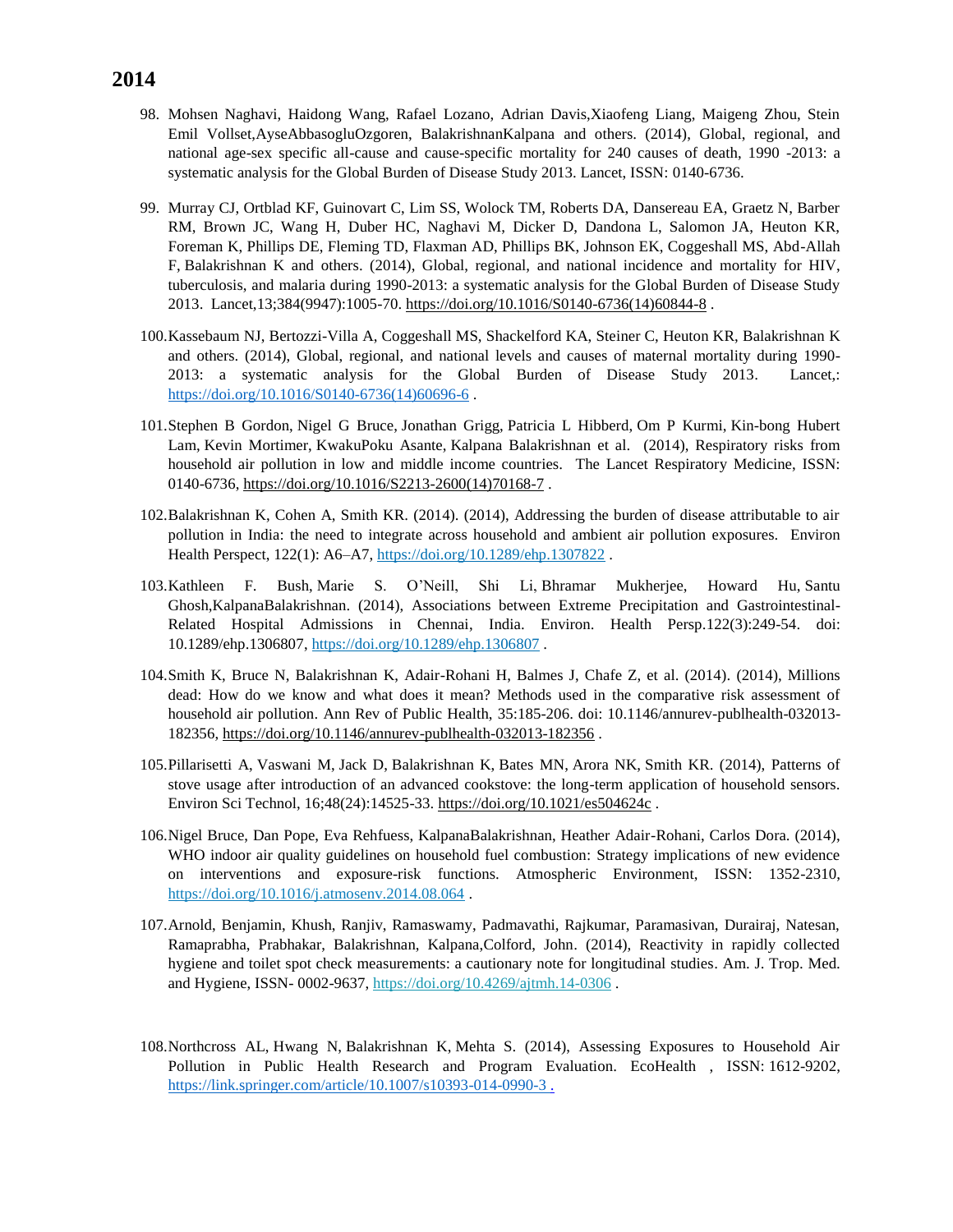## 2014

98. Mohsen Naghavi, Haidong Wang, Rafael Lozano, Adrian Davis,Xiaofeng Liang, Maigeng Zhou, Stein Emil Vollset,AyseAbbasogluOzgoren, BalakrishnanKalpana and others. (2014), Global, regional, and national age-sex specific all-cause and cause-specific mortality for 240 causes of death, 1990 -2013: a systematic analysis for the Global Burden of Disease Study 2013. Lancet, ISSN: 0140-6736.

99. Murray CJ, Ortblad KF, Guinovart C, Lim SS, Wolock TM, Roberts DA, Dansereau EA, Graetz N, Barber RM, Brown JC, Wang H, Duber HC, Naghavi M, Dicker D, Dandona L, Salomon JA, Heuton KR, Foreman K, Phillips DE, Fleming TD, Flaxman AD, Phillips BK, Johnson EK, Coggeshall MS, Abd-Allah F, Balakrishnan K and others. (2014), Global, regional, and national incidence and mortality for HIV, tuberculosis, and malaria during 1990-2013: a systematic analysis for the Global Burden of Disease Study 2013. Lancet,13;384(9947):1005-70. https://doi.org/10.1016/S0140-6736(14)60844-8 .

100. Kassebaum NJ, Bertozzi-Villa A, Coggeshall MS, Shackelford KA, Steiner C, Heuton KR, Balakrishnan K and others. (2014), Global, regional, and national levels and causes of maternal mortality during 1990-2013: a systematic analysis for the Global Burden of Disease Study 2013. Lancet,: https://doi.org/10.1016/S0140-6736(14)60696-6 .

101. Stephen B Gordon, Nigel G Bruce, Jonathan Grigg, Patricia L Hibberd, Om P Kurmi, Kin-bong Hubert Lam, Kevin Mortimer, KwakuPoku Asante, Kalpana Balakrishnan et al. (2014), Respiratory risks from household air pollution in low and middle income countries. The Lancet Respiratory Medicine, ISSN: 0140-6736, https://doi.org/10.1016/S2213-2600(14)70168-7 .

102. Balakrishnan K, Cohen A, Smith KR. (2014). (2014), Addressing the burden of disease attributable to air pollution in India: the need to integrate across household and ambient air pollution exposures. Environ Health Perspect, 122(1): A6–A7, https://doi.org/10.1289/ehp.1307822 .

103. Kathleen F. Bush, Marie S. O'Neill, Shi Li, Bhramar Mukherjee, Howard Hu, Santu Ghosh,KalpanaBalakrishnan. (2014), Associations between Extreme Precipitation and Gastrointestinal-Related Hospital Admissions in Chennai, India. Environ. Health Persp.122(3):249-54. doi: 10.1289/ehp.1306807, https://doi.org/10.1289/ehp.1306807 .

104. Smith K, Bruce N, Balakrishnan K, Adair-Rohani H, Balmes J, Chafe Z, et al. (2014). (2014), Millions dead: How do we know and what does it mean? Methods used in the comparative risk assessment of household air pollution. Ann Rev of Public Health, 35:185-206. doi: 10.1146/annurev-publhealth-032013-182356, https://doi.org/10.1146/annurev-publhealth-032013-182356 .

105. Pillarisetti A, Vaswani M, Jack D, Balakrishnan K, Bates MN, Arora NK, Smith KR. (2014), Patterns of stove usage after introduction of an advanced cookstove: the long-term application of household sensors. Environ Sci Technol, 16;48(24):14525-33. https://doi.org/10.1021/es504624c .

106. Nigel Bruce, Dan Pope, Eva Rehfuess, KalpanaBalakrishnan, Heather Adair-Rohani, Carlos Dora. (2014), WHO indoor air quality guidelines on household fuel combustion: Strategy implications of new evidence on interventions and exposure-risk functions. Atmospheric Environment, ISSN: 1352-2310, https://doi.org/10.1016/j.atmosenv.2014.08.064 .

107. Arnold, Benjamin, Khush, Ranjiv, Ramaswamy, Padmavathi, Rajkumar, Paramasivan, Durairaj, Natesan, Ramaprabha, Prabhakar, Balakrishnan, Kalpana,Colford, John. (2014), Reactivity in rapidly collected hygiene and toilet spot check measurements: a cautionary note for longitudinal studies. Am. J. Trop. Med. and Hygiene, ISSN- 0002-9637, https://doi.org/10.4269/ajtmh.14-0306 .

108. Northcross AL, Hwang N, Balakrishnan K, Mehta S. (2014), Assessing Exposures to Household Air Pollution in Public Health Research and Program Evaluation. EcoHealth , ISSN: 1612-9202, https://link.springer.com/article/10.1007/s10393-014-0990-3 .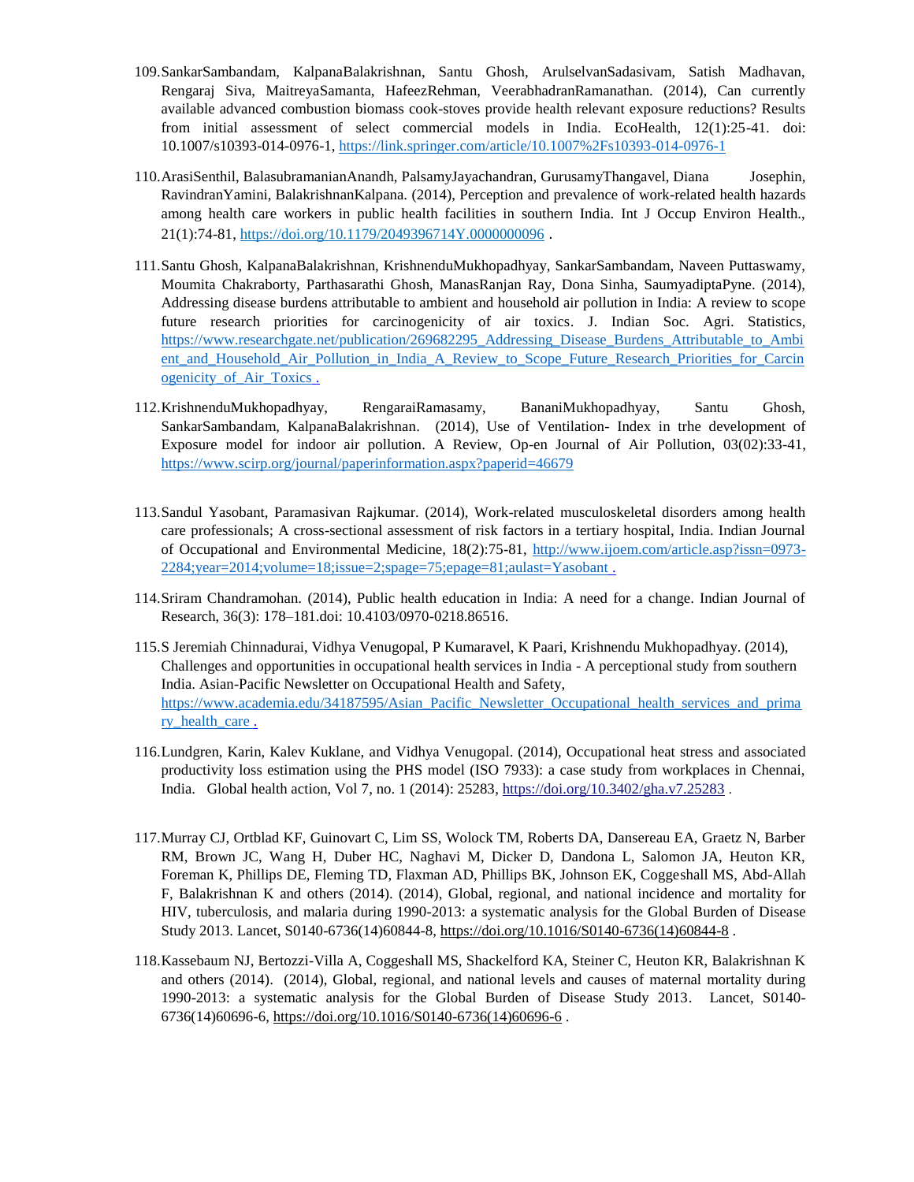109. SankarSambandam, KalpanaBalakrishnan, Santu Ghosh, ArulselvanSadasivam, Satish Madhavan, Rengaraj Siva, MaitreyaSamanta, HafeezRehman, VeerabhadranRamanathan. (2014), Can currently available advanced combustion biomass cook-stoves provide health relevant exposure reductions? Results from initial assessment of select commercial models in India. EcoHealth, 12(1):25-41. doi: 10.1007/s10393-014-0976-1, https://link.springer.com/article/10.1007%2Fs10393-014-0976-1

110. ArasiSenthil, BalasubramanianAnandh, PalsamyJayachandran, GurusamyThangavel, Diana Josephin, RavindranYamini, BalakrishnanKalpana. (2014), Perception and prevalence of work-related health hazards among health care workers in public health facilities in southern India. Int J Occup Environ Health., 21(1):74-81, https://doi.org/10.1179/2049396714Y.0000000096 .

111. Santu Ghosh, KalpanaBalakrishnan, KrishnenduMukhopadhyay, SankarSambandam, Naveen Puttaswamy, Moumita Chakraborty, Parthasarathi Ghosh, ManasRanjan Ray, Dona Sinha, SaumyadiptaPyne. (2014), Addressing disease burdens attributable to ambient and household air pollution in India: A review to scope future research priorities for carcinogenicity of air toxics. J. Indian Soc. Agri. Statistics, https://www.researchgate.net/publication/269682295_Addressing_Disease_Burdens_Attributable_to_Ambient_and_Household_Air_Pollution_in_India_A_Review_to_Scope_Future_Research_Priorities_for_Carcinogenicity_of_Air_Toxics .

112. KrishnenduMukhopadhyay, RengaraiRamasamy, BananiMukhopadhyay, Santu Ghosh, SankarSambandam, KalpanaBalakrishnan. (2014), Use of Ventilation- Index in trhe development of Exposure model for indoor air pollution. A Review, Op-en Journal of Air Pollution, 03(02):33-41, https://www.scirp.org/journal/paperinformation.aspx?paperid=46679

113. Sandul Yasobant, Paramasivan Rajkumar. (2014), Work-related musculoskeletal disorders among health care professionals; A cross-sectional assessment of risk factors in a tertiary hospital, India. Indian Journal of Occupational and Environmental Medicine, 18(2):75-81, http://www.ijoem.com/article.asp?issn=0973-2284;year=2014;volume=18;issue=2;spage=75;epage=81;aulast=Yasobant .

114. Sriram Chandramohan. (2014), Public health education in India: A need for a change. Indian Journal of Research, 36(3): 178–181.doi: 10.4103/0970-0218.86516.

115. S Jeremiah Chinnadurai, Vidhya Venugopal, P Kumaravel, K Paari, Krishnendu Mukhopadhyay. (2014), Challenges and opportunities in occupational health services in India - A perceptional study from southern India. Asian-Pacific Newsletter on Occupational Health and Safety, https://www.academia.edu/34187595/Asian_Pacific_Newsletter_Occupational_health_services_and_primary_health_care .

116. Lundgren, Karin, Kalev Kuklane, and Vidhya Venugopal. (2014), Occupational heat stress and associated productivity loss estimation using the PHS model (ISO 7933): a case study from workplaces in Chennai, India. Global health action, Vol 7, no. 1 (2014): 25283, https://doi.org/10.3402/gha.v7.25283 .

117. Murray CJ, Ortblad KF, Guinovart C, Lim SS, Wolock TM, Roberts DA, Dansereau EA, Graetz N, Barber RM, Brown JC, Wang H, Duber HC, Naghavi M, Dicker D, Dandona L, Salomon JA, Heuton KR, Foreman K, Phillips DE, Fleming TD, Flaxman AD, Phillips BK, Johnson EK, Coggeshall MS, Abd-Allah F, Balakrishnan K and others (2014). (2014), Global, regional, and national incidence and mortality for HIV, tuberculosis, and malaria during 1990-2013: a systematic analysis for the Global Burden of Disease Study 2013. Lancet, S0140-6736(14)60844-8, https://doi.org/10.1016/S0140-6736(14)60844-8 .

118. Kassebaum NJ, Bertozzi-Villa A, Coggeshall MS, Shackelford KA, Steiner C, Heuton KR, Balakrishnan K and others (2014). (2014), Global, regional, and national levels and causes of maternal mortality during 1990-2013: a systematic analysis for the Global Burden of Disease Study 2013. Lancet, S0140-6736(14)60696-6, https://doi.org/10.1016/S0140-6736(14)60696-6 .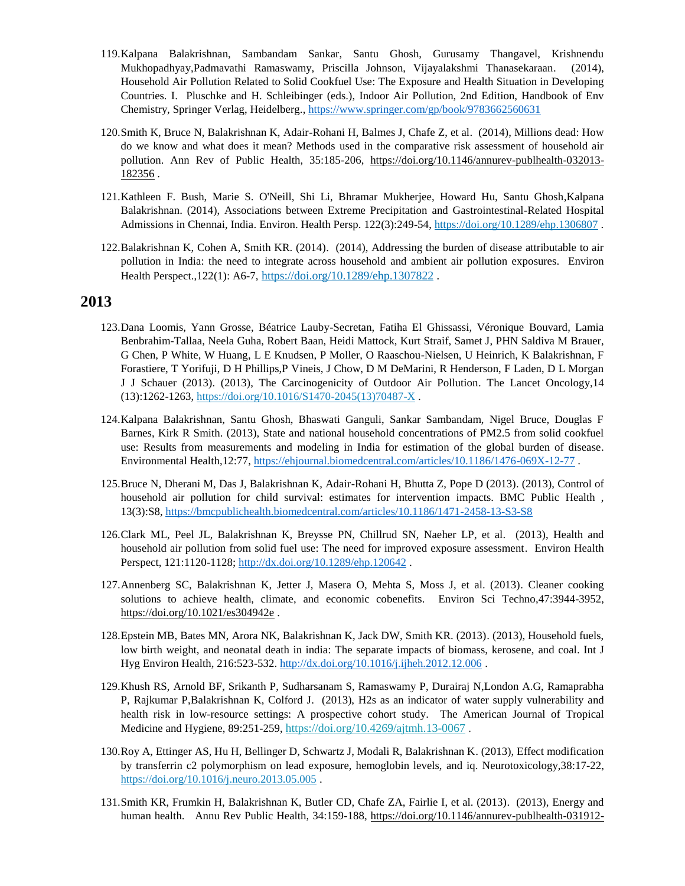119. Kalpana Balakrishnan, Sambandam Sankar, Santu Ghosh, Gurusamy Thangavel, Krishnendu Mukhopadhyay,Padmavathi Ramaswamy, Priscilla Johnson, Vijayalakshmi Thanasekaraan. (2014), Household Air Pollution Related to Solid Cookfuel Use: The Exposure and Health Situation in Developing Countries. I. Pluschke and H. Schleibinger (eds.), Indoor Air Pollution, 2nd Edition, Handbook of Env Chemistry, Springer Verlag, Heidelberg., https://www.springer.com/gp/book/9783662560631

120. Smith K, Bruce N, Balakrishnan K, Adair-Rohani H, Balmes J, Chafe Z, et al. (2014), Millions dead: How do we know and what does it mean? Methods used in the comparative risk assessment of household air pollution. Ann Rev of Public Health, 35:185-206, https://doi.org/10.1146/annurev-publhealth-032013-182356 .

121. Kathleen F. Bush, Marie S. O'Neill, Shi Li, Bhramar Mukherjee, Howard Hu, Santu Ghosh,Kalpana Balakrishnan. (2014), Associations between Extreme Precipitation and Gastrointestinal-Related Hospital Admissions in Chennai, India. Environ. Health Persp. 122(3):249-54, https://doi.org/10.1289/ehp.1306807 .

122. Balakrishnan K, Cohen A, Smith KR. (2014). (2014), Addressing the burden of disease attributable to air pollution in India: the need to integrate across household and ambient air pollution exposures. Environ Health Perspect.,122(1): A6-7, https://doi.org/10.1289/ehp.1307822 .

## 2013

123. Dana Loomis, Yann Grosse, Béatrice Lauby-Secretan, Fatiha El Ghissassi, Véronique Bouvard, Lamia Benbrahim-Tallaa, Neela Guha, Robert Baan, Heidi Mattock, Kurt Straif, Samet J, PHN Saldiva M Brauer, G Chen, P White, W Huang, L E Knudsen, P Moller, O Raaschou-Nielsen, U Heinrich, K Balakrishnan, F Forastiere, T Yorifuji, D H Phillips,P Vineis, J Chow, D M DeMarini, R Henderson, F Laden, D L Morgan J J Schauer (2013). (2013), The Carcinogenicity of Outdoor Air Pollution. The Lancet Oncology,14 (13):1262-1263, https://doi.org/10.1016/S1470-2045(13)70487-X .

124. Kalpana Balakrishnan, Santu Ghosh, Bhaswati Ganguli, Sankar Sambandam, Nigel Bruce, Douglas F Barnes, Kirk R Smith. (2013), State and national household concentrations of PM2.5 from solid cookfuel use: Results from measurements and modeling in India for estimation of the global burden of disease. Environmental Health,12:77, https://ehjournal.biomedcentral.com/articles/10.1186/1476-069X-12-77 .

125. Bruce N, Dherani M, Das J, Balakrishnan K, Adair-Rohani H, Bhutta Z, Pope D (2013). (2013), Control of household air pollution for child survival: estimates for intervention impacts. BMC Public Health , 13(3):S8, https://bmcpublichealth.biomedcentral.com/articles/10.1186/1471-2458-13-S3-S8

126. Clark ML, Peel JL, Balakrishnan K, Breysse PN, Chillrud SN, Naeher LP, et al. (2013), Health and household air pollution from solid fuel use: The need for improved exposure assessment. Environ Health Perspect, 121:1120-1128; http://dx.doi.org/10.1289/ehp.120642 .

127. Annenberg SC, Balakrishnan K, Jetter J, Masera O, Mehta S, Moss J, et al. (2013). Cleaner cooking solutions to achieve health, climate, and economic cobenefits. Environ Sci Techno,47:3944-3952, https://doi.org/10.1021/es304942e .

128. Epstein MB, Bates MN, Arora NK, Balakrishnan K, Jack DW, Smith KR. (2013). (2013), Household fuels, low birth weight, and neonatal death in india: The separate impacts of biomass, kerosene, and coal. Int J Hyg Environ Health, 216:523-532. http://dx.doi.org/10.1016/j.ijheh.2012.12.006 .

129. Khush RS, Arnold BF, Srikanth P, Sudharsanam S, Ramaswamy P, Durairaj N,London A.G, Ramaprabha P, Rajkumar P,Balakrishnan K, Colford J. (2013), H2s as an indicator of water supply vulnerability and health risk in low-resource settings: A prospective cohort study. The American Journal of Tropical Medicine and Hygiene, 89:251-259, https://doi.org/10.4269/ajtmh.13-0067 .

130. Roy A, Ettinger AS, Hu H, Bellinger D, Schwartz J, Modali R, Balakrishnan K. (2013), Effect modification by transferrin c2 polymorphism on lead exposure, hemoglobin levels, and iq. Neurotoxicology,38:17-22, https://doi.org/10.1016/j.neuro.2013.05.005 .

131. Smith KR, Frumkin H, Balakrishnan K, Butler CD, Chafe ZA, Fairlie I, et al. (2013). (2013), Energy and human health. Annu Rev Public Health, 34:159-188, https://doi.org/10.1146/annurev-publhealth-031912-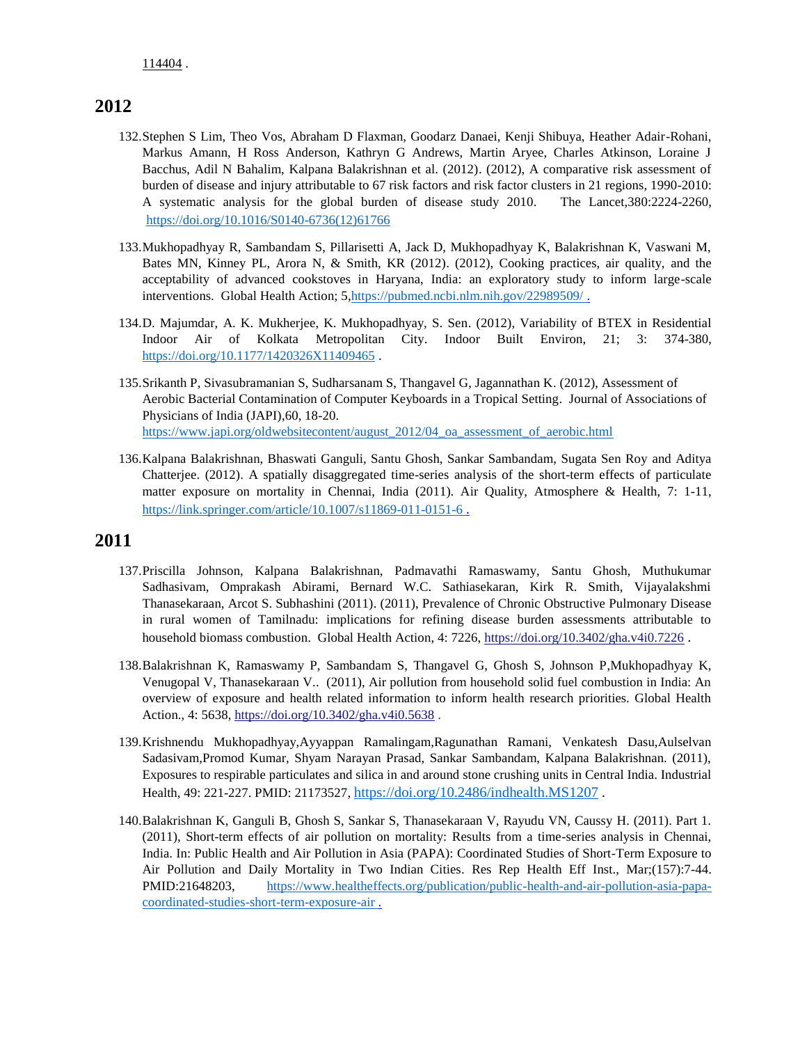114404 .

## 2012

132. Stephen S Lim, Theo Vos, Abraham D Flaxman, Goodarz Danaei, Kenji Shibuya, Heather Adair-Rohani, Markus Amann, H Ross Anderson, Kathryn G Andrews, Martin Aryee, Charles Atkinson, Loraine J Bacchus, Adil N Bahalim, Kalpana Balakrishnan et al. (2012). (2012), A comparative risk assessment of burden of disease and injury attributable to 67 risk factors and risk factor clusters in 21 regions, 1990-2010: A systematic analysis for the global burden of disease study 2010. The Lancet,380:2224-2260, https://doi.org/10.1016/S0140-6736(12)61766

133. Mukhopadhyay R, Sambandam S, Pillarisetti A, Jack D, Mukhopadhyay K, Balakrishnan K, Vaswani M, Bates MN, Kinney PL, Arora N, & Smith, KR (2012). (2012), Cooking practices, air quality, and the acceptability of advanced cookstoves in Haryana, India: an exploratory study to inform large-scale interventions. Global Health Action; 5,https://pubmed.ncbi.nlm.nih.gov/22989509/ .

134. D. Majumdar, A. K. Mukherjee, K. Mukhopadhyay, S. Sen. (2012), Variability of BTEX in Residential Indoor Air of Kolkata Metropolitan City. Indoor Built Environ, 21; 3: 374-380, https://doi.org/10.1177/1420326X11409465 .

135. Srikanth P, Sivasubramanian S, Sudharsanam S, Thangavel G, Jagannathan K. (2012), Assessment of Aerobic Bacterial Contamination of Computer Keyboards in a Tropical Setting. Journal of Associations of Physicians of India (JAPI),60, 18-20. https://www.japi.org/oldwebsitecontent/august_2012/04_oa_assessment_of_aerobic.html

136. Kalpana Balakrishnan, Bhaswati Ganguli, Santu Ghosh, Sankar Sambandam, Sugata Sen Roy and Aditya Chatterjee. (2012). A spatially disaggregated time-series analysis of the short-term effects of particulate matter exposure on mortality in Chennai, India (2011). Air Quality, Atmosphere & Health, 7: 1-11, https://link.springer.com/article/10.1007/s11869-011-0151-6 .

## 2011

137. Priscilla Johnson, Kalpana Balakrishnan, Padmavathi Ramaswamy, Santu Ghosh, Muthukumar Sadhasivam, Omprakash Abirami, Bernard W.C. Sathiasekaran, Kirk R. Smith, Vijayalakshmi Thanasekaraan, Arcot S. Subhashini (2011). (2011), Prevalence of Chronic Obstructive Pulmonary Disease in rural women of Tamilnadu: implications for refining disease burden assessments attributable to household biomass combustion. Global Health Action, 4: 7226, https://doi.org/10.3402/gha.v4i0.7226 .

138. Balakrishnan K, Ramaswamy P, Sambandam S, Thangavel G, Ghosh S, Johnson P,Mukhopadhyay K, Venugopal V, Thanasekaraan V.. (2011), Air pollution from household solid fuel combustion in India: An overview of exposure and health related information to inform health research priorities. Global Health Action., 4: 5638, https://doi.org/10.3402/gha.v4i0.5638 .

139. Krishnendu Mukhopadhyay,Ayyappan Ramalingam,Ragunathan Ramani, Venkatesh Dasu,Aulselvan Sadasivam,Promod Kumar, Shyam Narayan Prasad, Sankar Sambandam, Kalpana Balakrishnan. (2011), Exposures to respirable particulates and silica in and around stone crushing units in Central India. Industrial Health, 49: 221-227. PMID: 21173527, https://doi.org/10.2486/indhealth.MS1207 .

140. Balakrishnan K, Ganguli B, Ghosh S, Sankar S, Thanasekaraan V, Rayudu VN, Caussy H. (2011). Part 1. (2011), Short-term effects of air pollution on mortality: Results from a time-series analysis in Chennai, India. In: Public Health and Air Pollution in Asia (PAPA): Coordinated Studies of Short-Term Exposure to Air Pollution and Daily Mortality in Two Indian Cities. Res Rep Health Eff Inst., Mar;(157):7-44. PMID:21648203, https://www.healtheffects.org/publication/public-health-and-air-pollution-asia-papa-coordinated-studies-short-term-exposure-air .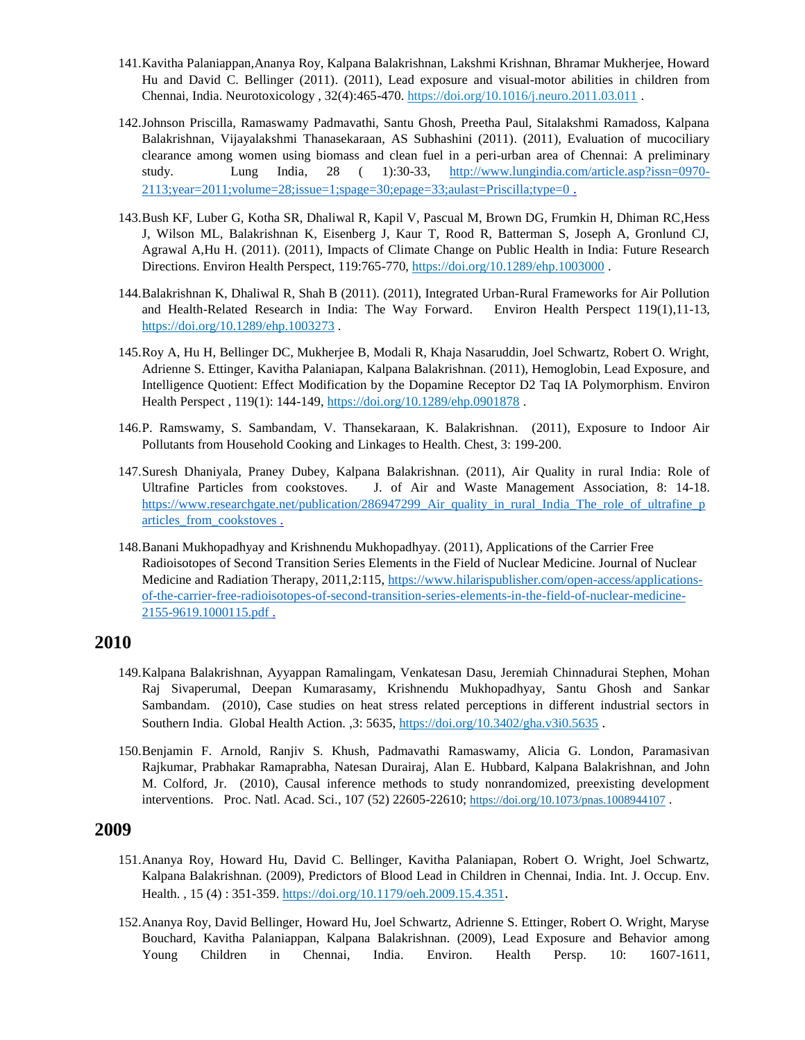141. Kavitha Palaniappan, Ananya Roy, Kalpana Balakrishnan, Lakshmi Krishnan, Bhramar Mukherjee, Howard Hu and David C. Bellinger (2011). (2011), Lead exposure and visual-motor abilities in children from Chennai, India. Neurotoxicology , 32(4):465-470. https://doi.org/10.1016/j.neuro.2011.03.011 .

142. Johnson Priscilla, Ramaswamy Padmavathi, Santu Ghosh, Preetha Paul, Sitalakshmi Ramadoss, Kalpana Balakrishnan, Vijayalakshmi Thanasekaraan, AS Subhashini (2011). (2011), Evaluation of mucociliary clearance among women using biomass and clean fuel in a peri-urban area of Chennai: A preliminary study. Lung India, 28 ( 1):30-33, http://www.lungindia.com/article.asp?issn=0970-2113;year=2011;volume=28;issue=1;spage=30;epage=33;aulast=Priscilla;type=0 .

143. Bush KF, Luber G, Kotha SR, Dhaliwal R, Kapil V, Pascual M, Brown DG, Frumkin H, Dhiman RC, Hess J, Wilson ML, Balakrishnan K, Eisenberg J, Kaur T, Rood R, Batterman S, Joseph A, Gronlund CJ, Agrawal A, Hu H. (2011). (2011), Impacts of Climate Change on Public Health in India: Future Research Directions. Environ Health Perspect, 119:765-770, https://doi.org/10.1289/ehp.1003000 .

144. Balakrishnan K, Dhaliwal R, Shah B (2011). (2011), Integrated Urban-Rural Frameworks for Air Pollution and Health-Related Research in India: The Way Forward. Environ Health Perspect 119(1),11-13, https://doi.org/10.1289/ehp.1003273 .

145. Roy A, Hu H, Bellinger DC, Mukherjee B, Modali R, Khaja Nasaruddin, Joel Schwartz, Robert O. Wright, Adrienne S. Ettinger, Kavitha Palaniapan, Kalpana Balakrishnan. (2011), Hemoglobin, Lead Exposure, and Intelligence Quotient: Effect Modification by the Dopamine Receptor D2 Taq IA Polymorphism. Environ Health Perspect , 119(1): 144-149, https://doi.org/10.1289/ehp.0901878 .

146. P. Ramswamy, S. Sambandam, V. Thansekaraan, K. Balakrishnan. (2011), Exposure to Indoor Air Pollutants from Household Cooking and Linkages to Health. Chest, 3: 199-200.

147. Suresh Dhaniyala, Praney Dubey, Kalpana Balakrishnan. (2011), Air Quality in rural India: Role of Ultrafine Particles from cookstoves. J. of Air and Waste Management Association, 8: 14-18. https://www.researchgate.net/publication/286947299_Air_quality_in_rural_India_The_role_of_ultrafine_particles_from_cookstoves .

148. Banani Mukhopadhyay and Krishnendu Mukhopadhyay. (2011), Applications of the Carrier Free Radioisotopes of Second Transition Series Elements in the Field of Nuclear Medicine. Journal of Nuclear Medicine and Radiation Therapy, 2011,2:115, https://www.hilarispublisher.com/open-access/applications-of-the-carrier-free-radioisotopes-of-second-transition-series-elements-in-the-field-of-nuclear-medicine-2155-9619.1000115.pdf .

## 2010

149. Kalpana Balakrishnan, Ayyappan Ramalingam, Venkatesan Dasu, Jeremiah Chinnadurai Stephen, Mohan Raj Sivaperumal, Deepan Kumarasamy, Krishnendu Mukhopadhyay, Santu Ghosh and Sankar Sambandam. (2010), Case studies on heat stress related perceptions in different industrial sectors in Southern India. Global Health Action. ,3: 5635, https://doi.org/10.3402/gha.v3i0.5635 .

150. Benjamin F. Arnold, Ranjiv S. Khush, Padmavathi Ramaswamy, Alicia G. London, Paramasivan Rajkumar, Prabhakar Ramaprabha, Natesan Durairaj, Alan E. Hubbard, Kalpana Balakrishnan, and John M. Colford, Jr. (2010), Causal inference methods to study nonrandomized, preexisting development interventions. Proc. Natl. Acad. Sci., 107 (52) 22605-22610; https://doi.org/10.1073/pnas.1008944107 .

## 2009

151. Ananya Roy, Howard Hu, David C. Bellinger, Kavitha Palaniapan, Robert O. Wright, Joel Schwartz, Kalpana Balakrishnan. (2009), Predictors of Blood Lead in Children in Chennai, India. Int. J. Occup. Env. Health. , 15 (4) : 351-359. https://doi.org/10.1179/oeh.2009.15.4.351.

152. Ananya Roy, David Bellinger, Howard Hu, Joel Schwartz, Adrienne S. Ettinger, Robert O. Wright, Maryse Bouchard, Kavitha Palaniappan, Kalpana Balakrishnan. (2009), Lead Exposure and Behavior among Young Children in Chennai, India. Environ. Health Persp. 10: 1607-1611,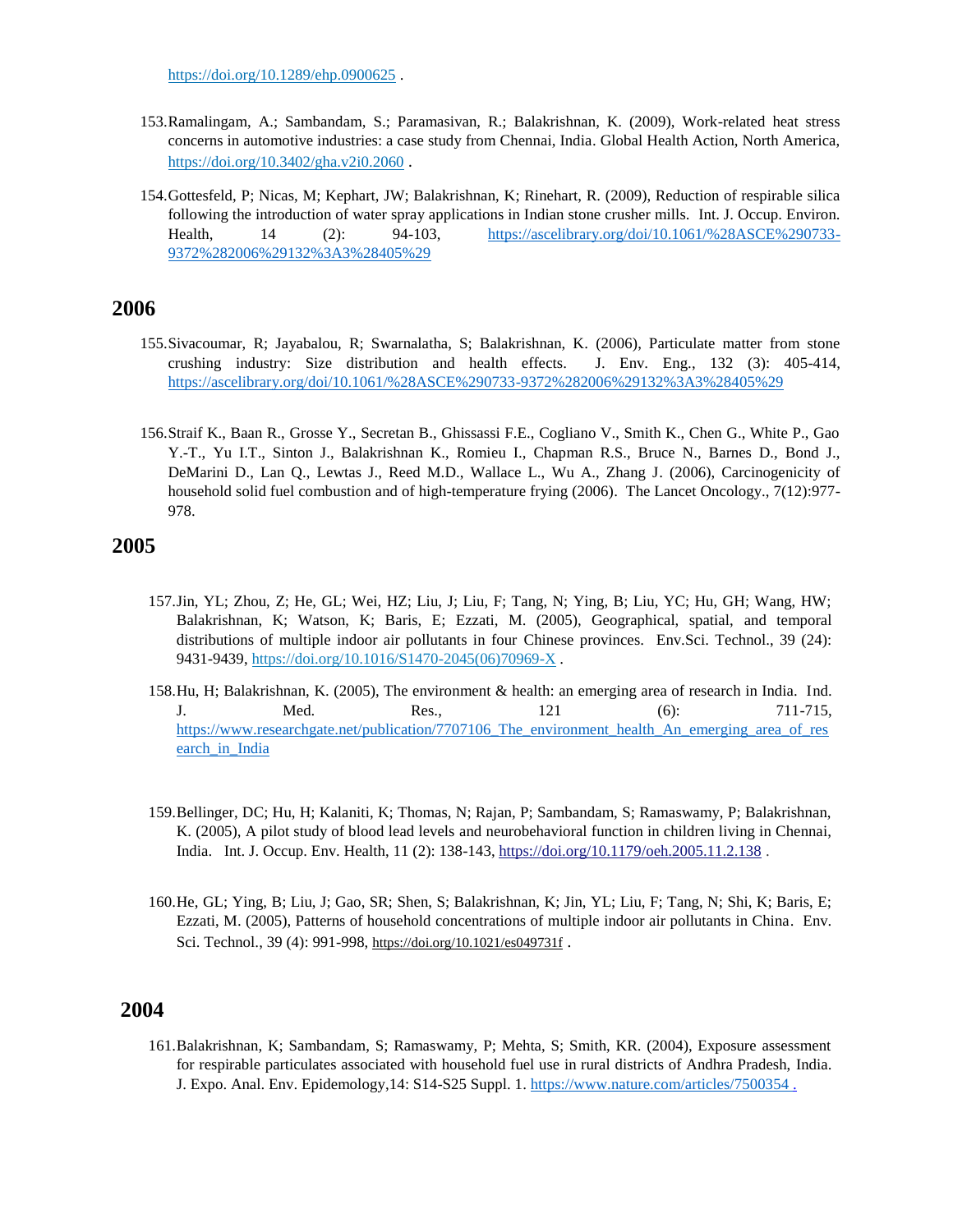https://doi.org/10.1289/ehp.0900625 .

153. Ramalingam, A.; Sambandam, S.; Paramasivan, R.; Balakrishnan, K. (2009), Work-related heat stress concerns in automotive industries: a case study from Chennai, India. Global Health Action, North America, https://doi.org/10.3402/gha.v2i0.2060 .

154. Gottesfeld, P; Nicas, M; Kephart, JW; Balakrishnan, K; Rinehart, R. (2009), Reduction of respirable silica following the introduction of water spray applications in Indian stone crusher mills. Int. J. Occup. Environ. Health, 14 (2): 94-103, https://ascelibrary.org/doi/10.1061/%28ASCE%290733-9372%282006%29132%3A3%28405%29

## 2006

155. Sivacoumar, R; Jayabalou, R; Swarnalatha, S; Balakrishnan, K. (2006), Particulate matter from stone crushing industry: Size distribution and health effects. J. Env. Eng., 132 (3): 405-414, https://ascelibrary.org/doi/10.1061/%28ASCE%290733-9372%282006%29132%3A3%28405%29

156. Straif K., Baan R., Grosse Y., Secretan B., Ghissassi F.E., Cogliano V., Smith K., Chen G., White P., Gao Y.-T., Yu I.T., Sinton J., Balakrishnan K., Romieu I., Chapman R.S., Bruce N., Barnes D., Bond J., DeMarini D., Lan Q., Lewtas J., Reed M.D., Wallace L., Wu A., Zhang J. (2006), Carcinogenicity of household solid fuel combustion and of high-temperature frying (2006). The Lancet Oncology., 7(12):977-978.

## 2005

157. Jin, YL; Zhou, Z; He, GL; Wei, HZ; Liu, J; Liu, F; Tang, N; Ying, B; Liu, YC; Hu, GH; Wang, HW; Balakrishnan, K; Watson, K; Baris, E; Ezzati, M. (2005), Geographical, spatial, and temporal distributions of multiple indoor air pollutants in four Chinese provinces. Env.Sci. Technol., 39 (24): 9431-9439, https://doi.org/10.1016/S1470-2045(06)70969-X .

158. Hu, H; Balakrishnan, K. (2005), The environment & health: an emerging area of research in India. Ind. J. Med. Res., 121 (6): 711-715, https://www.researchgate.net/publication/7707106_The_environment_health_An_emerging_area_of_research_in_India

159. Bellinger, DC; Hu, H; Kalaniti, K; Thomas, N; Rajan, P; Sambandam, S; Ramaswamy, P; Balakrishnan, K. (2005), A pilot study of blood lead levels and neurobehavioral function in children living in Chennai, India. Int. J. Occup. Env. Health, 11 (2): 138-143, https://doi.org/10.1179/oeh.2005.11.2.138 .

160. He, GL; Ying, B; Liu, J; Gao, SR; Shen, S; Balakrishnan, K; Jin, YL; Liu, F; Tang, N; Shi, K; Baris, E; Ezzati, M. (2005), Patterns of household concentrations of multiple indoor air pollutants in China. Env. Sci. Technol., 39 (4): 991-998, https://doi.org/10.1021/es049731f .

## 2004

161. Balakrishnan, K; Sambandam, S; Ramaswamy, P; Mehta, S; Smith, KR. (2004), Exposure assessment for respirable particulates associated with household fuel use in rural districts of Andhra Pradesh, India. J. Expo. Anal. Env. Epidemology,14: S14-S25 Suppl. 1. https://www.nature.com/articles/7500354 .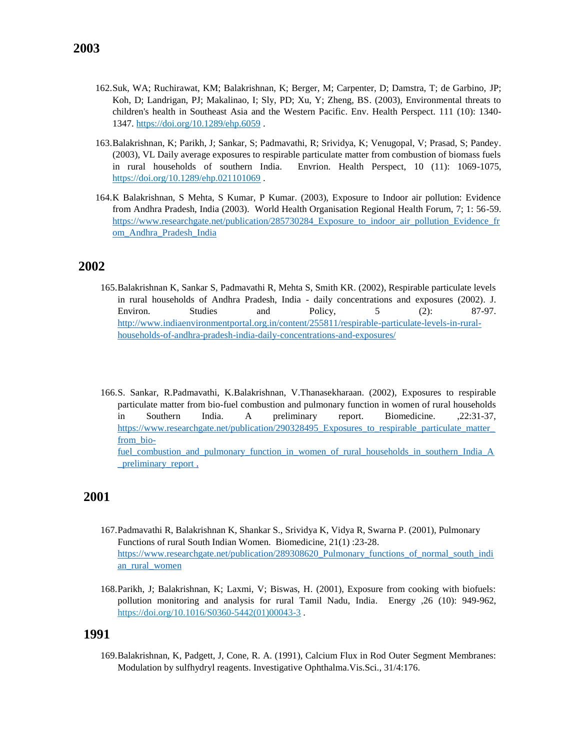## 2003

162. Suk, WA; Ruchirawat, KM; Balakrishnan, K; Berger, M; Carpenter, D; Damstra, T; de Garbino, JP; Koh, D; Landrigan, PJ; Makalinao, I; Sly, PD; Xu, Y; Zheng, BS. (2003), Environmental threats to children's health in Southeast Asia and the Western Pacific. Env. Health Perspect. 111 (10): 1340-1347. https://doi.org/10.1289/ehp.6059 .

163. Balakrishnan, K; Parikh, J; Sankar, S; Padmavathi, R; Srividya, K; Venugopal, V; Prasad, S; Pandey. (2003), VL Daily average exposures to respirable particulate matter from combustion of biomass fuels in rural households of southern India. Envrion. Health Perspect, 10 (11): 1069-1075, https://doi.org/10.1289/ehp.021101069 .

164. K Balakrishnan, S Mehta, S Kumar, P Kumar. (2003), Exposure to Indoor air pollution: Evidence from Andhra Pradesh, India (2003). World Health Organisation Regional Health Forum, 7; 1: 56-59. https://www.researchgate.net/publication/285730284_Exposure_to_indoor_air_pollution_Evidence_from_Andhra_Pradesh_India

## 2002

165. Balakrishnan K, Sankar S, Padmavathi R, Mehta S, Smith KR. (2002), Respirable particulate levels in rural households of Andhra Pradesh, India - daily concentrations and exposures (2002). J. Environ. Studies and Policy, 5 (2): 87-97. http://www.indiaenvironmentportal.org.in/content/255811/respirable-particulate-levels-in-rural-households-of-andhra-pradesh-india-daily-concentrations-and-exposures/

166. S. Sankar, R.Padmavathi, K.Balakrishnan, V.Thanasekharaan. (2002), Exposures to respirable particulate matter from bio-fuel combustion and pulmonary function in women of rural households in Southern India. A preliminary report. Biomedicine. ,22:31-37, https://www.researchgate.net/publication/290328495_Exposures_to_respirable_particulate_matter_from_bio-fuel_combustion_and_pulmonary_function_in_women_of_rural_households_in_southern_India_A_preliminary_report .

## 2001

167. Padmavathi R, Balakrishnan K, Shankar S., Srividya K, Vidya R, Swarna P. (2001), Pulmonary Functions of rural South Indian Women. Biomedicine, 21(1) :23-28. https://www.researchgate.net/publication/289308620_Pulmonary_functions_of_normal_south_indian_rural_women

168. Parikh, J; Balakrishnan, K; Laxmi, V; Biswas, H. (2001), Exposure from cooking with biofuels: pollution monitoring and analysis for rural Tamil Nadu, India. Energy ,26 (10): 949-962, https://doi.org/10.1016/S0360-5442(01)00043-3 .

## 1991

169. Balakrishnan, K, Padgett, J, Cone, R. A. (1991), Calcium Flux in Rod Outer Segment Membranes: Modulation by sulfhydryl reagents. Investigative Ophthalma.Vis.Sci., 31/4:176.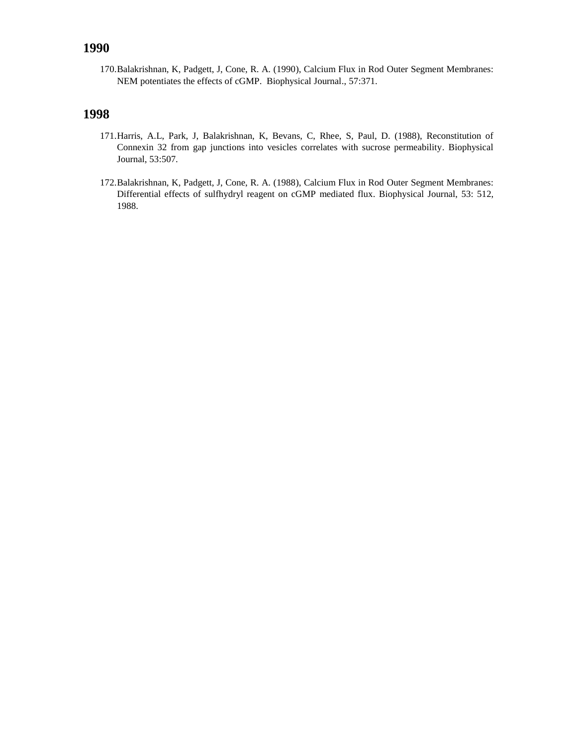## 1990

170. Balakrishnan, K, Padgett, J, Cone, R. A. (1990), Calcium Flux in Rod Outer Segment Membranes: NEM potentiates the effects of cGMP. Biophysical Journal., 57:371.

## 1998

171. Harris, A.L, Park, J, Balakrishnan, K, Bevans, C, Rhee, S, Paul, D. (1988), Reconstitution of Connexin 32 from gap junctions into vesicles correlates with sucrose permeability. Biophysical Journal, 53:507.

172. Balakrishnan, K, Padgett, J, Cone, R. A. (1988), Calcium Flux in Rod Outer Segment Membranes: Differential effects of sulfhydryl reagent on cGMP mediated flux. Biophysical Journal, 53: 512, 1988.